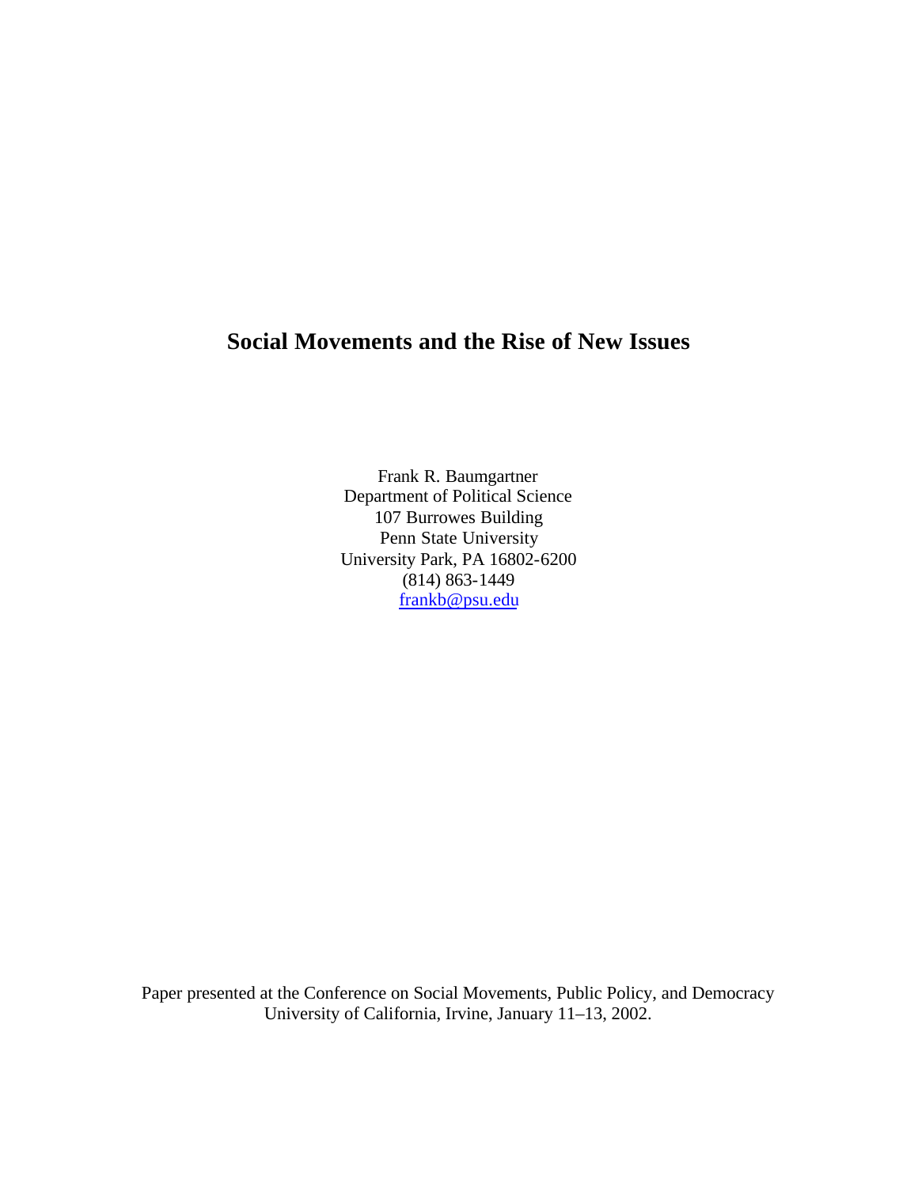# Social Movements and the Rise of New Issues

Frank R. Baumgartner
Department of Political Science
107 Burrowes Building
Penn State University
University Park, PA 16802-6200
(814) 863-1449
frankb@psu.edu

Paper presented at the Conference on Social Movements, Public Policy, and Democracy
University of California, Irvine, January 11–13, 2002.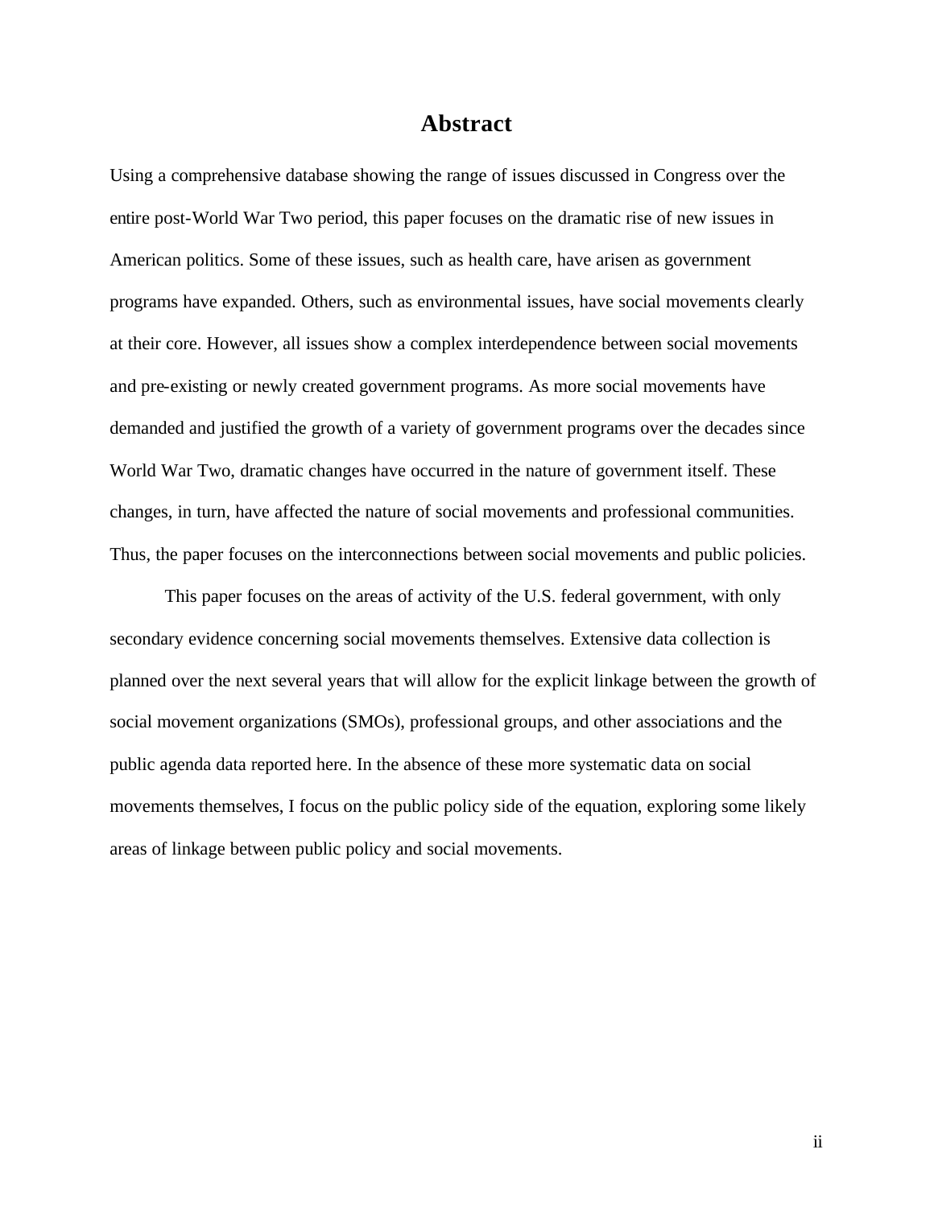# Abstract

Using a comprehensive database showing the range of issues discussed in Congress over the entire post-World War Two period, this paper focuses on the dramatic rise of new issues in American politics. Some of these issues, such as health care, have arisen as government programs have expanded. Others, such as environmental issues, have social movements clearly at their core. However, all issues show a complex interdependence between social movements and pre-existing or newly created government programs. As more social movements have demanded and justified the growth of a variety of government programs over the decades since World War Two, dramatic changes have occurred in the nature of government itself. These changes, in turn, have affected the nature of social movements and professional communities. Thus, the paper focuses on the interconnections between social movements and public policies.

This paper focuses on the areas of activity of the U.S. federal government, with only secondary evidence concerning social movements themselves. Extensive data collection is planned over the next several years that will allow for the explicit linkage between the growth of social movement organizations (SMOs), professional groups, and other associations and the public agenda data reported here. In the absence of these more systematic data on social movements themselves, I focus on the public policy side of the equation, exploring some likely areas of linkage between public policy and social movements.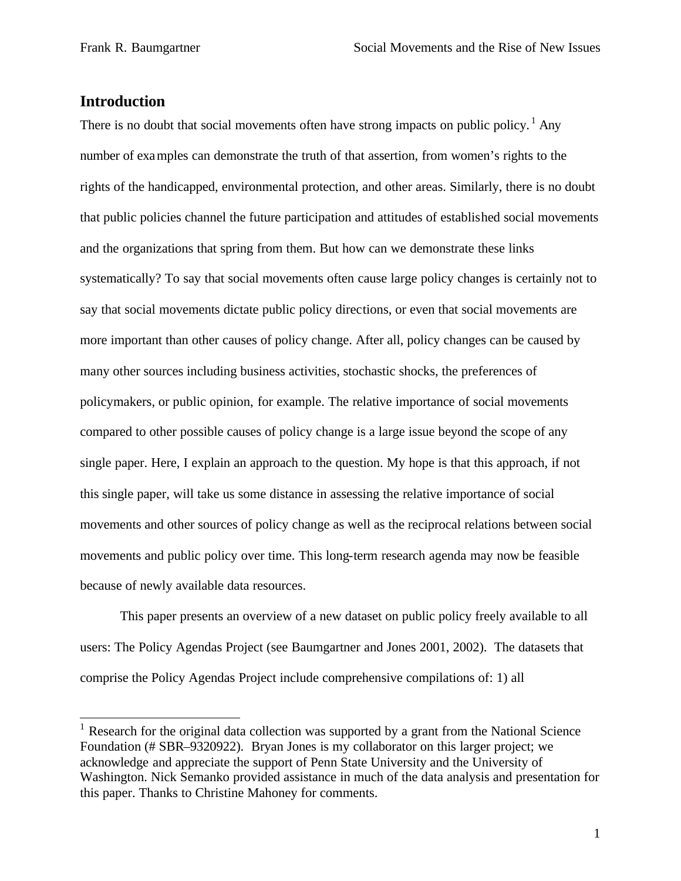## Introduction

There is no doubt that social movements often have strong impacts on public policy.[1] Any number of examples can demonstrate the truth of that assertion, from women's rights to the rights of the handicapped, environmental protection, and other areas. Similarly, there is no doubt that public policies channel the future participation and attitudes of established social movements and the organizations that spring from them. But how can we demonstrate these links systematically? To say that social movements often cause large policy changes is certainly not to say that social movements dictate public policy directions, or even that social movements are more important than other causes of policy change. After all, policy changes can be caused by many other sources including business activities, stochastic shocks, the preferences of policymakers, or public opinion, for example. The relative importance of social movements compared to other possible causes of policy change is a large issue beyond the scope of any single paper. Here, I explain an approach to the question. My hope is that this approach, if not this single paper, will take us some distance in assessing the relative importance of social movements and other sources of policy change as well as the reciprocal relations between social movements and public policy over time. This long-term research agenda may now be feasible because of newly available data resources.

This paper presents an overview of a new dataset on public policy freely available to all users: The Policy Agendas Project (see Baumgartner and Jones 2001, 2002). The datasets that comprise the Policy Agendas Project include comprehensive compilations of: 1) all

[1] Research for the original data collection was supported by a grant from the National Science Foundation (# SBR–9320922). Bryan Jones is my collaborator on this larger project; we acknowledge and appreciate the support of Penn State University and the University of Washington. Nick Semanko provided assistance in much of the data analysis and presentation for this paper. Thanks to Christine Mahoney for comments.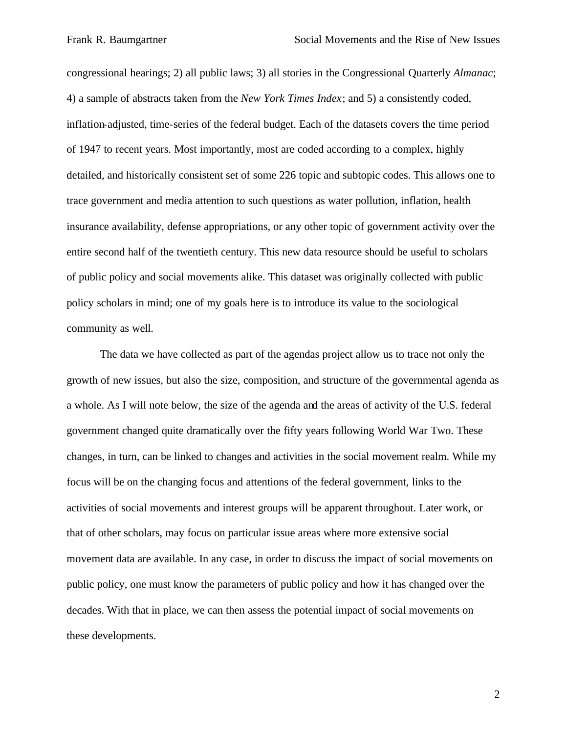congressional hearings; 2) all public laws; 3) all stories in the Congressional Quarterly *Almanac*; 4) a sample of abstracts taken from the *New York Times Index*; and 5) a consistently coded, inflation-adjusted, time-series of the federal budget. Each of the datasets covers the time period of 1947 to recent years. Most importantly, most are coded according to a complex, highly detailed, and historically consistent set of some 226 topic and subtopic codes. This allows one to trace government and media attention to such questions as water pollution, inflation, health insurance availability, defense appropriations, or any other topic of government activity over the entire second half of the twentieth century. This new data resource should be useful to scholars of public policy and social movements alike. This dataset was originally collected with public policy scholars in mind; one of my goals here is to introduce its value to the sociological community as well.

The data we have collected as part of the agendas project allow us to trace not only the growth of new issues, but also the size, composition, and structure of the governmental agenda as a whole. As I will note below, the size of the agenda and the areas of activity of the U.S. federal government changed quite dramatically over the fifty years following World War Two. These changes, in turn, can be linked to changes and activities in the social movement realm. While my focus will be on the changing focus and attentions of the federal government, links to the activities of social movements and interest groups will be apparent throughout. Later work, or that of other scholars, may focus on particular issue areas where more extensive social movement data are available. In any case, in order to discuss the impact of social movements on public policy, one must know the parameters of public policy and how it has changed over the decades. With that in place, we can then assess the potential impact of social movements on these developments.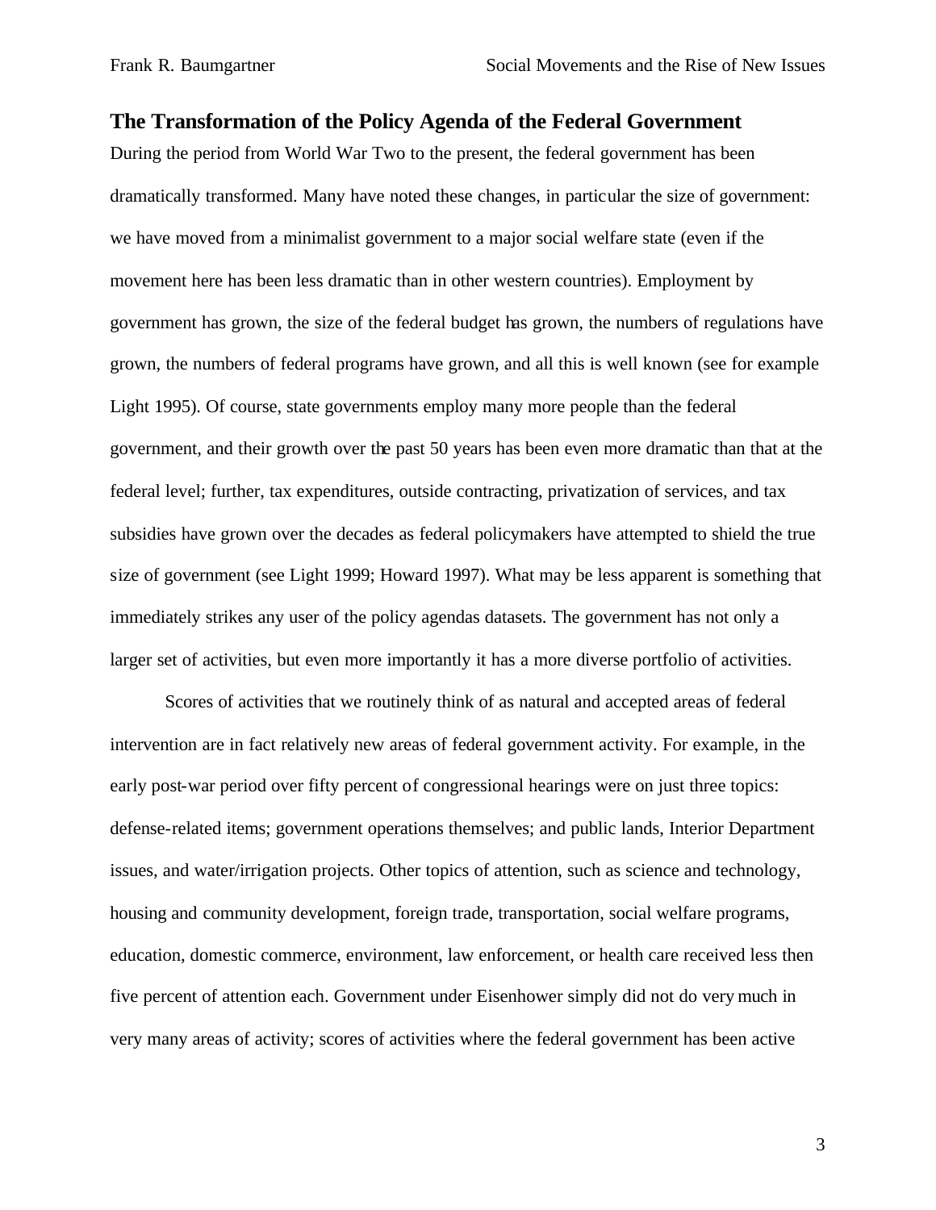## The Transformation of the Policy Agenda of the Federal Government

During the period from World War Two to the present, the federal government has been dramatically transformed. Many have noted these changes, in particular the size of government: we have moved from a minimalist government to a major social welfare state (even if the movement here has been less dramatic than in other western countries). Employment by government has grown, the size of the federal budget has grown, the numbers of regulations have grown, the numbers of federal programs have grown, and all this is well known (see for example Light 1995). Of course, state governments employ many more people than the federal government, and their growth over the past 50 years has been even more dramatic than that at the federal level; further, tax expenditures, outside contracting, privatization of services, and tax subsidies have grown over the decades as federal policymakers have attempted to shield the true size of government (see Light 1999; Howard 1997). What may be less apparent is something that immediately strikes any user of the policy agendas datasets. The government has not only a larger set of activities, but even more importantly it has a more diverse portfolio of activities.

Scores of activities that we routinely think of as natural and accepted areas of federal intervention are in fact relatively new areas of federal government activity. For example, in the early post-war period over fifty percent of congressional hearings were on just three topics: defense-related items; government operations themselves; and public lands, Interior Department issues, and water/irrigation projects. Other topics of attention, such as science and technology, housing and community development, foreign trade, transportation, social welfare programs, education, domestic commerce, environment, law enforcement, or health care received less then five percent of attention each. Government under Eisenhower simply did not do very much in very many areas of activity; scores of activities where the federal government has been active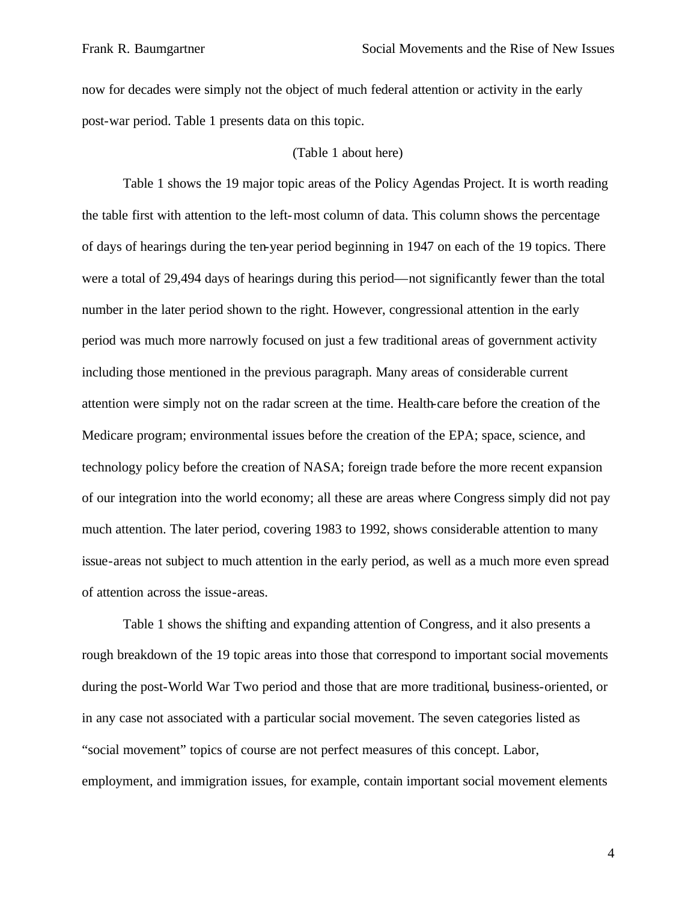now for decades were simply not the object of much federal attention or activity in the early post-war period. Table 1 presents data on this topic.

(Table 1 about here)

Table 1 shows the 19 major topic areas of the Policy Agendas Project. It is worth reading the table first with attention to the left-most column of data. This column shows the percentage of days of hearings during the ten-year period beginning in 1947 on each of the 19 topics. There were a total of 29,494 days of hearings during this period—not significantly fewer than the total number in the later period shown to the right. However, congressional attention in the early period was much more narrowly focused on just a few traditional areas of government activity including those mentioned in the previous paragraph. Many areas of considerable current attention were simply not on the radar screen at the time. Health-care before the creation of the Medicare program; environmental issues before the creation of the EPA; space, science, and technology policy before the creation of NASA; foreign trade before the more recent expansion of our integration into the world economy; all these are areas where Congress simply did not pay much attention. The later period, covering 1983 to 1992, shows considerable attention to many issue-areas not subject to much attention in the early period, as well as a much more even spread of attention across the issue-areas.

Table 1 shows the shifting and expanding attention of Congress, and it also presents a rough breakdown of the 19 topic areas into those that correspond to important social movements during the post-World War Two period and those that are more traditional, business-oriented, or in any case not associated with a particular social movement. The seven categories listed as "social movement" topics of course are not perfect measures of this concept. Labor, employment, and immigration issues, for example, contain important social movement elements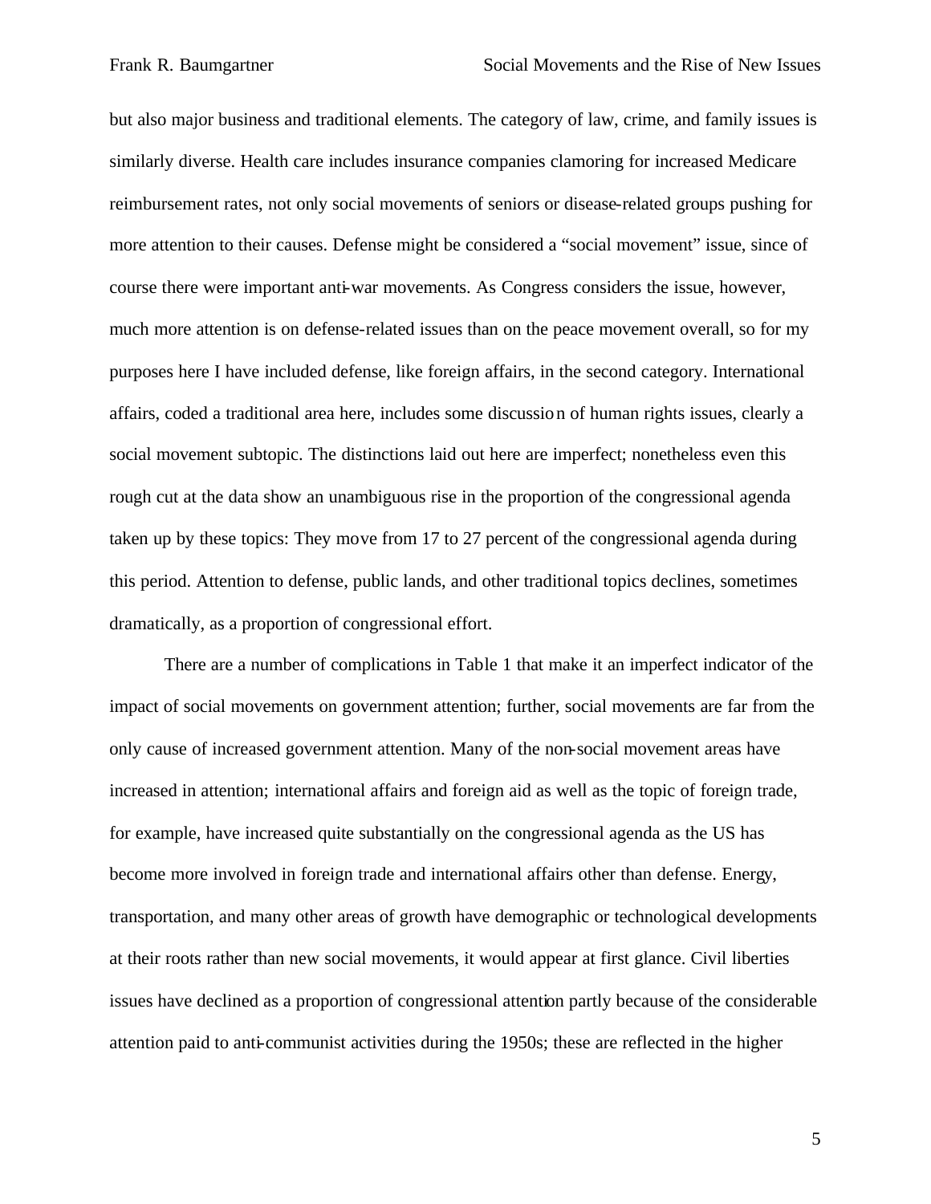but also major business and traditional elements. The category of law, crime, and family issues is similarly diverse. Health care includes insurance companies clamoring for increased Medicare reimbursement rates, not only social movements of seniors or disease-related groups pushing for more attention to their causes. Defense might be considered a "social movement" issue, since of course there were important anti-war movements. As Congress considers the issue, however, much more attention is on defense-related issues than on the peace movement overall, so for my purposes here I have included defense, like foreign affairs, in the second category. International affairs, coded a traditional area here, includes some discussion of human rights issues, clearly a social movement subtopic. The distinctions laid out here are imperfect; nonetheless even this rough cut at the data show an unambiguous rise in the proportion of the congressional agenda taken up by these topics: They move from 17 to 27 percent of the congressional agenda during this period. Attention to defense, public lands, and other traditional topics declines, sometimes dramatically, as a proportion of congressional effort.

There are a number of complications in Table 1 that make it an imperfect indicator of the impact of social movements on government attention; further, social movements are far from the only cause of increased government attention. Many of the non-social movement areas have increased in attention; international affairs and foreign aid as well as the topic of foreign trade, for example, have increased quite substantially on the congressional agenda as the US has become more involved in foreign trade and international affairs other than defense. Energy, transportation, and many other areas of growth have demographic or technological developments at their roots rather than new social movements, it would appear at first glance. Civil liberties issues have declined as a proportion of congressional attention partly because of the considerable attention paid to anti-communist activities during the 1950s; these are reflected in the higher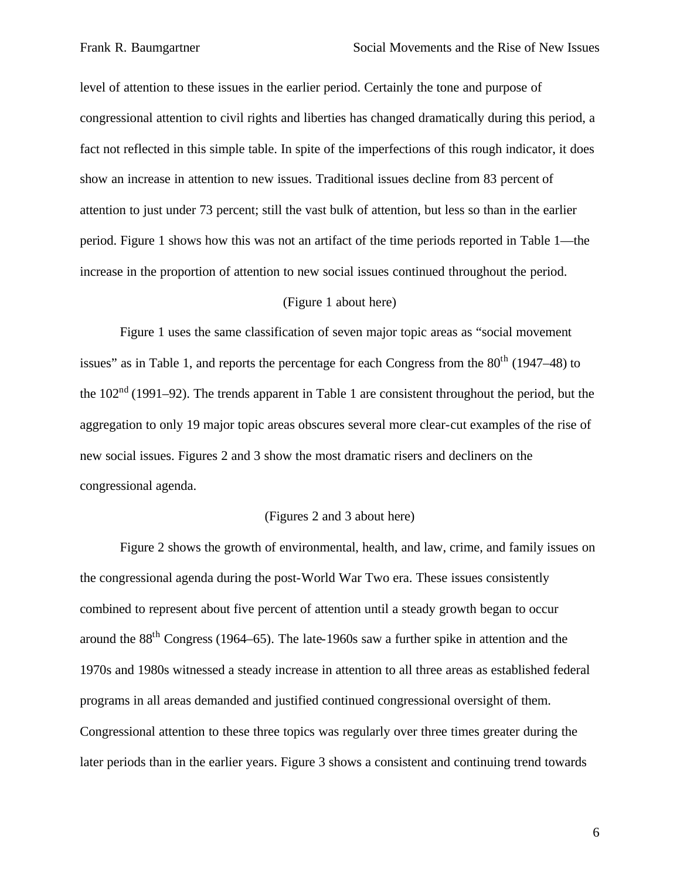level of attention to these issues in the earlier period. Certainly the tone and purpose of congressional attention to civil rights and liberties has changed dramatically during this period, a fact not reflected in this simple table. In spite of the imperfections of this rough indicator, it does show an increase in attention to new issues. Traditional issues decline from 83 percent of attention to just under 73 percent; still the vast bulk of attention, but less so than in the earlier period. Figure 1 shows how this was not an artifact of the time periods reported in Table 1—the increase in the proportion of attention to new social issues continued throughout the period.

(Figure 1 about here)

Figure 1 uses the same classification of seven major topic areas as "social movement issues" as in Table 1, and reports the percentage for each Congress from the 80th (1947–48) to the 102nd (1991–92). The trends apparent in Table 1 are consistent throughout the period, but the aggregation to only 19 major topic areas obscures several more clear-cut examples of the rise of new social issues. Figures 2 and 3 show the most dramatic risers and decliners on the congressional agenda.

(Figures 2 and 3 about here)

Figure 2 shows the growth of environmental, health, and law, crime, and family issues on the congressional agenda during the post-World War Two era. These issues consistently combined to represent about five percent of attention until a steady growth began to occur around the 88th Congress (1964–65). The late-1960s saw a further spike in attention and the 1970s and 1980s witnessed a steady increase in attention to all three areas as established federal programs in all areas demanded and justified continued congressional oversight of them. Congressional attention to these three topics was regularly over three times greater during the later periods than in the earlier years. Figure 3 shows a consistent and continuing trend towards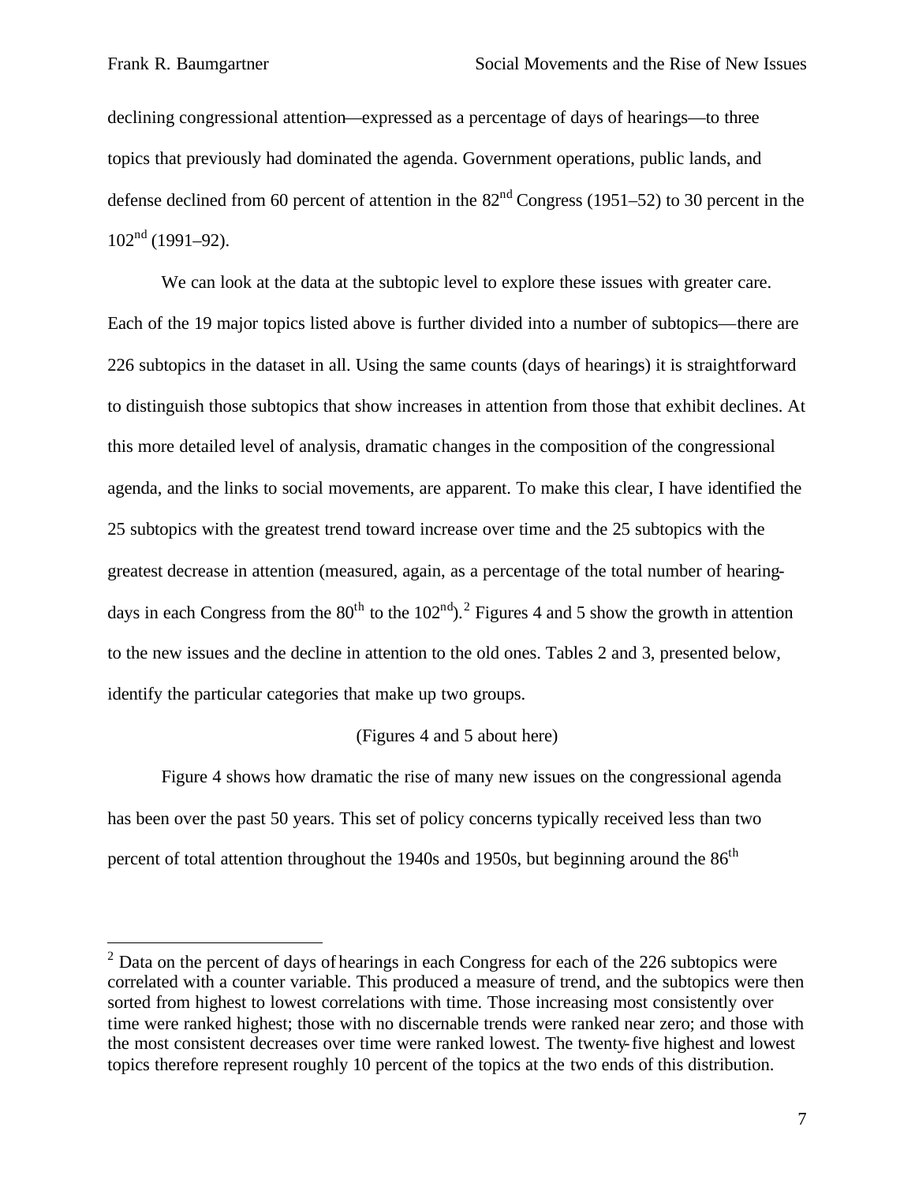declining congressional attention—expressed as a percentage of days of hearings—to three topics that previously had dominated the agenda. Government operations, public lands, and defense declined from 60 percent of attention in the 82nd Congress (1951–52) to 30 percent in the 102nd (1991–92).

We can look at the data at the subtopic level to explore these issues with greater care. Each of the 19 major topics listed above is further divided into a number of subtopics—there are 226 subtopics in the dataset in all. Using the same counts (days of hearings) it is straightforward to distinguish those subtopics that show increases in attention from those that exhibit declines. At this more detailed level of analysis, dramatic changes in the composition of the congressional agenda, and the links to social movements, are apparent. To make this clear, I have identified the 25 subtopics with the greatest trend toward increase over time and the 25 subtopics with the greatest decrease in attention (measured, again, as a percentage of the total number of hearing-days in each Congress from the 80th to the 102nd).[2] Figures 4 and 5 show the growth in attention to the new issues and the decline in attention to the old ones. Tables 2 and 3, presented below, identify the particular categories that make up two groups.

(Figures 4 and 5 about here)

Figure 4 shows how dramatic the rise of many new issues on the congressional agenda has been over the past 50 years. This set of policy concerns typically received less than two percent of total attention throughout the 1940s and 1950s, but beginning around the 86th

---

[2] Data on the percent of days of hearings in each Congress for each of the 226 subtopics were correlated with a counter variable. This produced a measure of trend, and the subtopics were then sorted from highest to lowest correlations with time. Those increasing most consistently over time were ranked highest; those with no discernable trends were ranked near zero; and those with the most consistent decreases over time were ranked lowest. The twenty-five highest and lowest topics therefore represent roughly 10 percent of the topics at the two ends of this distribution.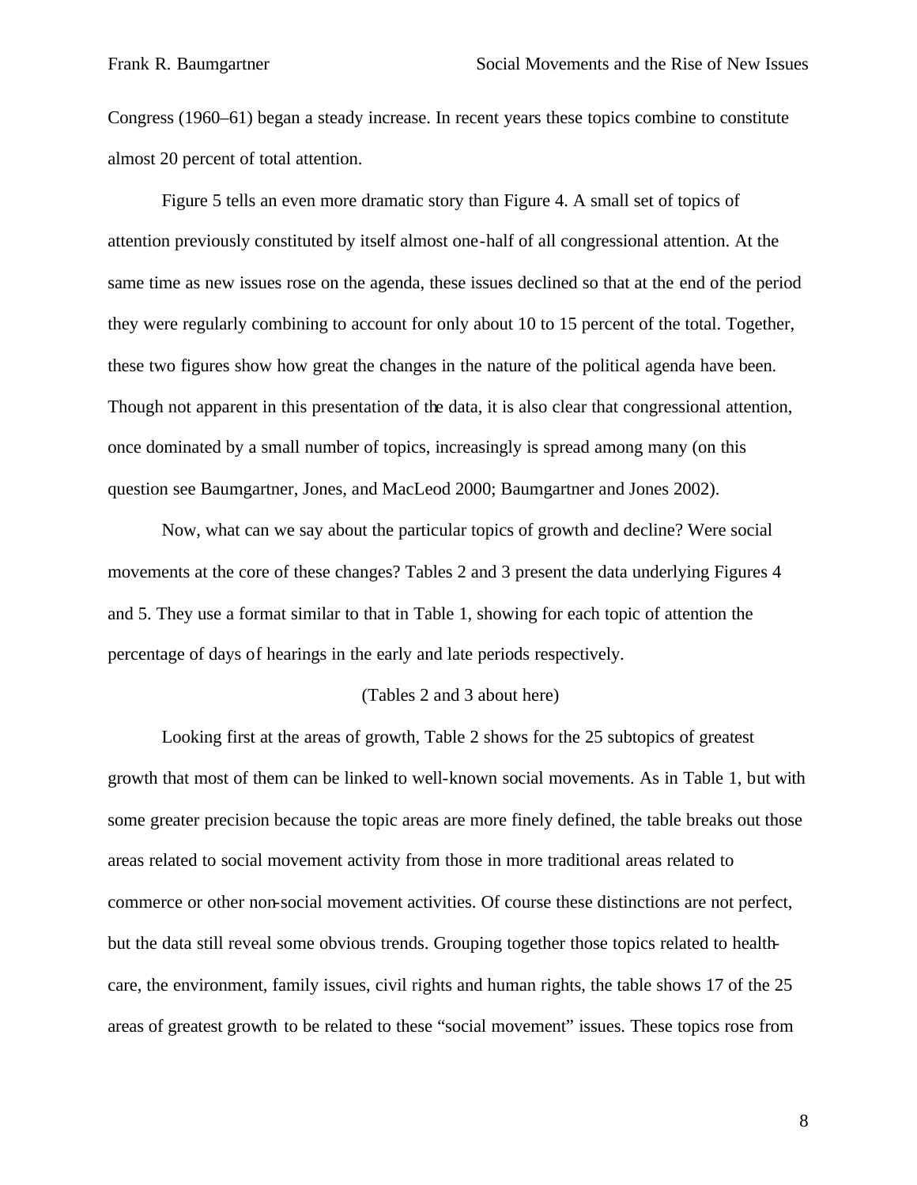Congress (1960–61) began a steady increase. In recent years these topics combine to constitute almost 20 percent of total attention.

Figure 5 tells an even more dramatic story than Figure 4. A small set of topics of attention previously constituted by itself almost one-half of all congressional attention. At the same time as new issues rose on the agenda, these issues declined so that at the end of the period they were regularly combining to account for only about 10 to 15 percent of the total. Together, these two figures show how great the changes in the nature of the political agenda have been. Though not apparent in this presentation of the data, it is also clear that congressional attention, once dominated by a small number of topics, increasingly is spread among many (on this question see Baumgartner, Jones, and MacLeod 2000; Baumgartner and Jones 2002).

Now, what can we say about the particular topics of growth and decline? Were social movements at the core of these changes? Tables 2 and 3 present the data underlying Figures 4 and 5. They use a format similar to that in Table 1, showing for each topic of attention the percentage of days of hearings in the early and late periods respectively.

(Tables 2 and 3 about here)

Looking first at the areas of growth, Table 2 shows for the 25 subtopics of greatest growth that most of them can be linked to well-known social movements. As in Table 1, but with some greater precision because the topic areas are more finely defined, the table breaks out those areas related to social movement activity from those in more traditional areas related to commerce or other non-social movement activities. Of course these distinctions are not perfect, but the data still reveal some obvious trends. Grouping together those topics related to health-care, the environment, family issues, civil rights and human rights, the table shows 17 of the 25 areas of greatest growth to be related to these "social movement" issues. These topics rose from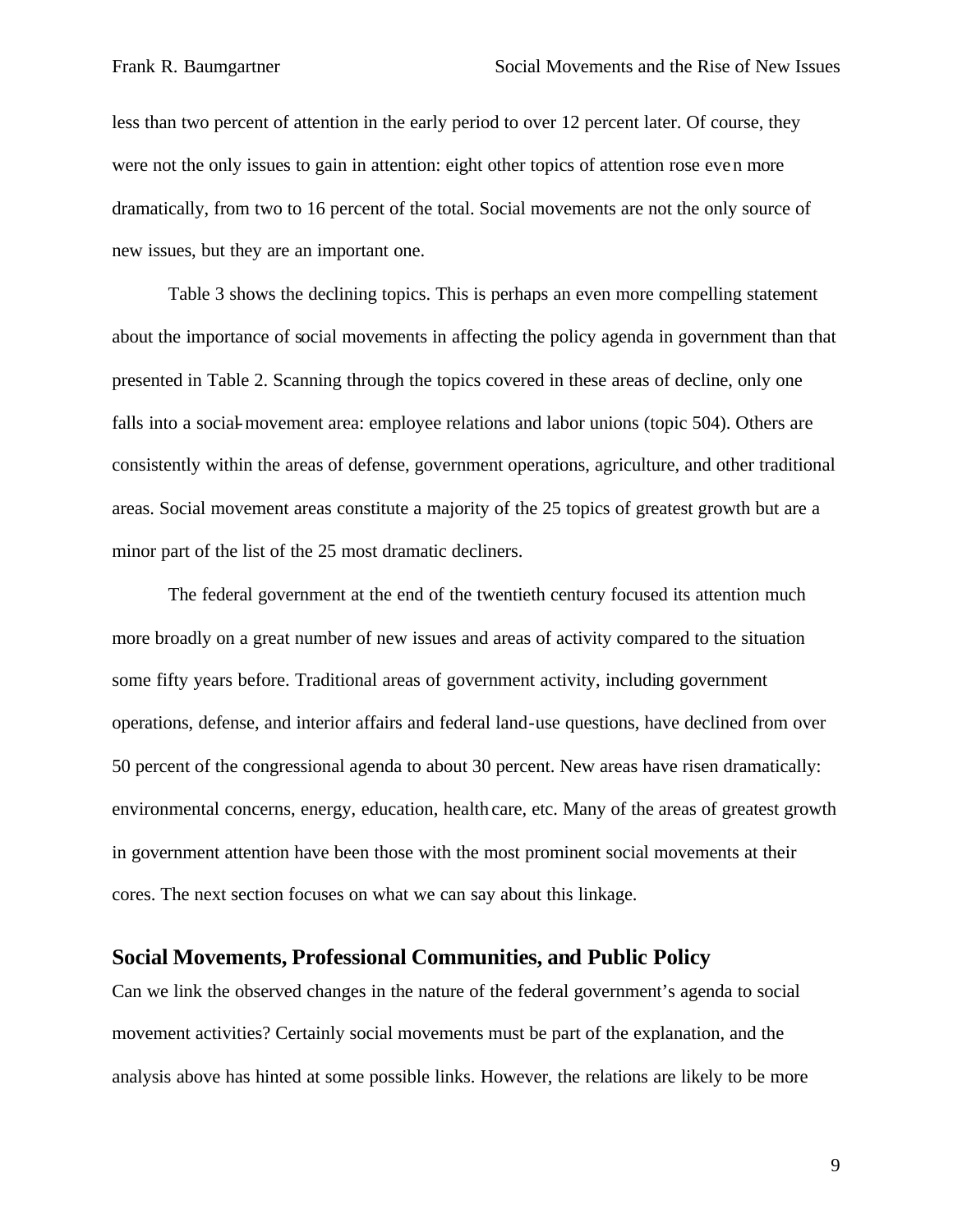less than two percent of attention in the early period to over 12 percent later. Of course, they were not the only issues to gain in attention: eight other topics of attention rose even more dramatically, from two to 16 percent of the total. Social movements are not the only source of new issues, but they are an important one.

Table 3 shows the declining topics. This is perhaps an even more compelling statement about the importance of social movements in affecting the policy agenda in government than that presented in Table 2. Scanning through the topics covered in these areas of decline, only one falls into a social-movement area: employee relations and labor unions (topic 504). Others are consistently within the areas of defense, government operations, agriculture, and other traditional areas. Social movement areas constitute a majority of the 25 topics of greatest growth but are a minor part of the list of the 25 most dramatic decliners.

The federal government at the end of the twentieth century focused its attention much more broadly on a great number of new issues and areas of activity compared to the situation some fifty years before. Traditional areas of government activity, including government operations, defense, and interior affairs and federal land-use questions, have declined from over 50 percent of the congressional agenda to about 30 percent. New areas have risen dramatically: environmental concerns, energy, education, health care, etc. Many of the areas of greatest growth in government attention have been those with the most prominent social movements at their cores. The next section focuses on what we can say about this linkage.

## Social Movements, Professional Communities, and Public Policy

Can we link the observed changes in the nature of the federal government's agenda to social movement activities? Certainly social movements must be part of the explanation, and the analysis above has hinted at some possible links. However, the relations are likely to be more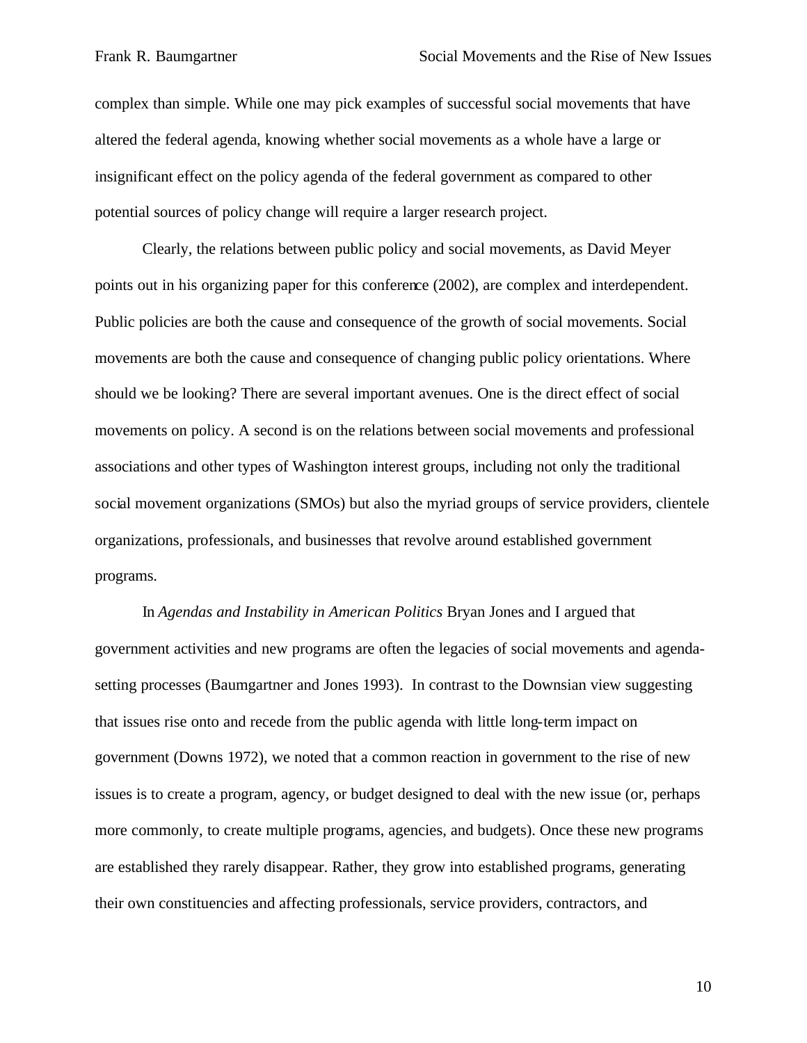complex than simple. While one may pick examples of successful social movements that have altered the federal agenda, knowing whether social movements as a whole have a large or insignificant effect on the policy agenda of the federal government as compared to other potential sources of policy change will require a larger research project.

Clearly, the relations between public policy and social movements, as David Meyer points out in his organizing paper for this conference (2002), are complex and interdependent. Public policies are both the cause and consequence of the growth of social movements. Social movements are both the cause and consequence of changing public policy orientations. Where should we be looking? There are several important avenues. One is the direct effect of social movements on policy. A second is on the relations between social movements and professional associations and other types of Washington interest groups, including not only the traditional social movement organizations (SMOs) but also the myriad groups of service providers, clientele organizations, professionals, and businesses that revolve around established government programs.

In *Agendas and Instability in American Politics* Bryan Jones and I argued that government activities and new programs are often the legacies of social movements and agenda-setting processes (Baumgartner and Jones 1993). In contrast to the Downsian view suggesting that issues rise onto and recede from the public agenda with little long-term impact on government (Downs 1972), we noted that a common reaction in government to the rise of new issues is to create a program, agency, or budget designed to deal with the new issue (or, perhaps more commonly, to create multiple programs, agencies, and budgets). Once these new programs are established they rarely disappear. Rather, they grow into established programs, generating their own constituencies and affecting professionals, service providers, contractors, and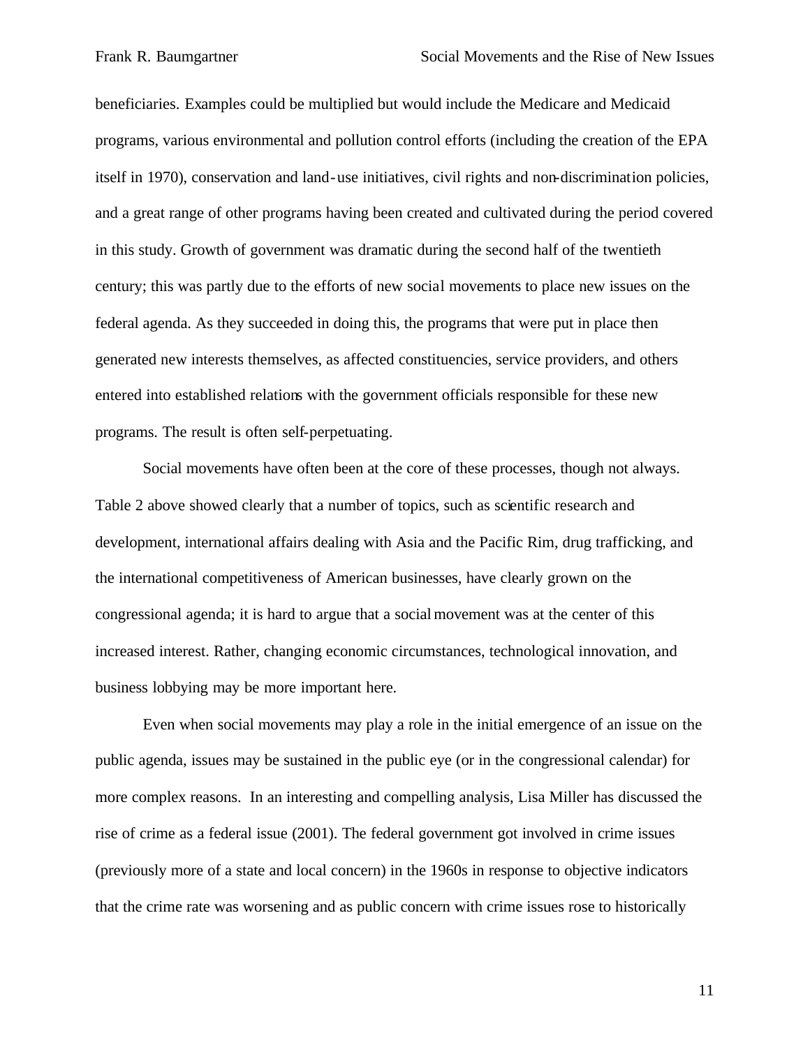beneficiaries. Examples could be multiplied but would include the Medicare and Medicaid programs, various environmental and pollution control efforts (including the creation of the EPA itself in 1970), conservation and land-use initiatives, civil rights and non-discrimination policies, and a great range of other programs having been created and cultivated during the period covered in this study. Growth of government was dramatic during the second half of the twentieth century; this was partly due to the efforts of new social movements to place new issues on the federal agenda. As they succeeded in doing this, the programs that were put in place then generated new interests themselves, as affected constituencies, service providers, and others entered into established relations with the government officials responsible for these new programs. The result is often self-perpetuating.

Social movements have often been at the core of these processes, though not always. Table 2 above showed clearly that a number of topics, such as scientific research and development, international affairs dealing with Asia and the Pacific Rim, drug trafficking, and the international competitiveness of American businesses, have clearly grown on the congressional agenda; it is hard to argue that a social movement was at the center of this increased interest. Rather, changing economic circumstances, technological innovation, and business lobbying may be more important here.

Even when social movements may play a role in the initial emergence of an issue on the public agenda, issues may be sustained in the public eye (or in the congressional calendar) for more complex reasons. In an interesting and compelling analysis, Lisa Miller has discussed the rise of crime as a federal issue (2001). The federal government got involved in crime issues (previously more of a state and local concern) in the 1960s in response to objective indicators that the crime rate was worsening and as public concern with crime issues rose to historically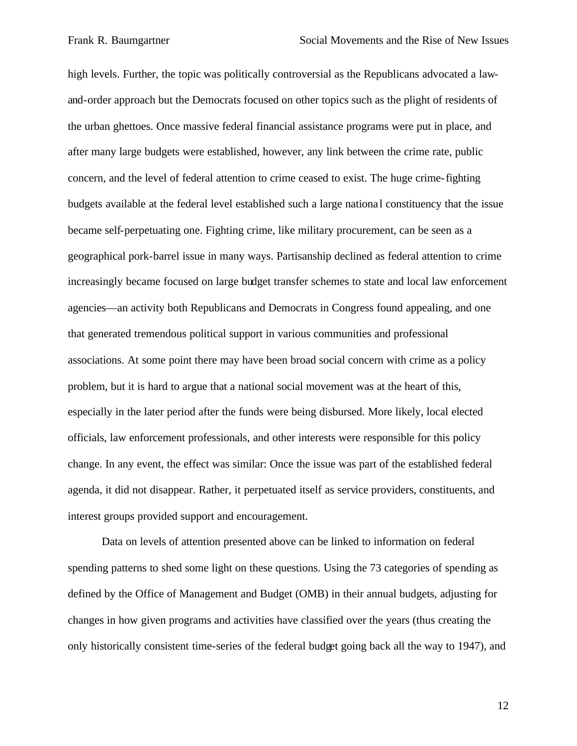high levels. Further, the topic was politically controversial as the Republicans advocated a law-and-order approach but the Democrats focused on other topics such as the plight of residents of the urban ghettoes. Once massive federal financial assistance programs were put in place, and after many large budgets were established, however, any link between the crime rate, public concern, and the level of federal attention to crime ceased to exist. The huge crime-fighting budgets available at the federal level established such a large national constituency that the issue became self-perpetuating one. Fighting crime, like military procurement, can be seen as a geographical pork-barrel issue in many ways. Partisanship declined as federal attention to crime increasingly became focused on large budget transfer schemes to state and local law enforcement agencies—an activity both Republicans and Democrats in Congress found appealing, and one that generated tremendous political support in various communities and professional associations. At some point there may have been broad social concern with crime as a policy problem, but it is hard to argue that a national social movement was at the heart of this, especially in the later period after the funds were being disbursed. More likely, local elected officials, law enforcement professionals, and other interests were responsible for this policy change. In any event, the effect was similar: Once the issue was part of the established federal agenda, it did not disappear. Rather, it perpetuated itself as service providers, constituents, and interest groups provided support and encouragement.

Data on levels of attention presented above can be linked to information on federal spending patterns to shed some light on these questions. Using the 73 categories of spending as defined by the Office of Management and Budget (OMB) in their annual budgets, adjusting for changes in how given programs and activities have classified over the years (thus creating the only historically consistent time-series of the federal budget going back all the way to 1947), and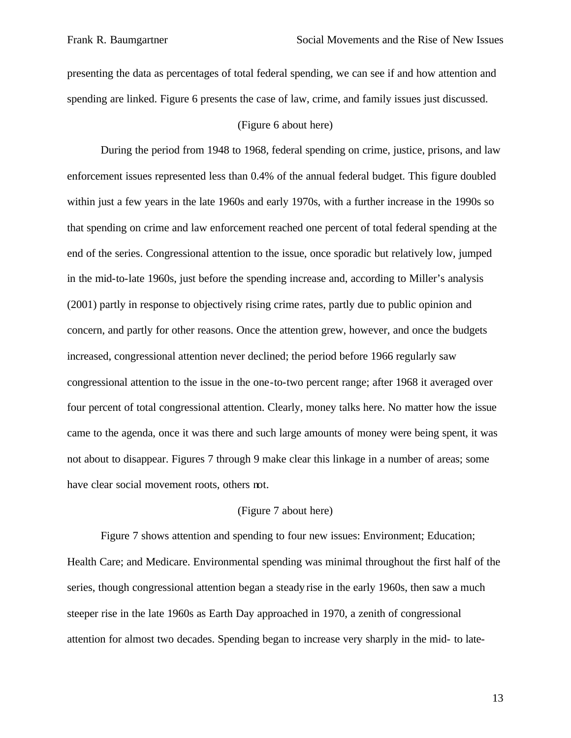presenting the data as percentages of total federal spending, we can see if and how attention and spending are linked. Figure 6 presents the case of law, crime, and family issues just discussed.

(Figure 6 about here)

During the period from 1948 to 1968, federal spending on crime, justice, prisons, and law enforcement issues represented less than 0.4% of the annual federal budget. This figure doubled within just a few years in the late 1960s and early 1970s, with a further increase in the 1990s so that spending on crime and law enforcement reached one percent of total federal spending at the end of the series. Congressional attention to the issue, once sporadic but relatively low, jumped in the mid-to-late 1960s, just before the spending increase and, according to Miller's analysis (2001) partly in response to objectively rising crime rates, partly due to public opinion and concern, and partly for other reasons. Once the attention grew, however, and once the budgets increased, congressional attention never declined; the period before 1966 regularly saw congressional attention to the issue in the one-to-two percent range; after 1968 it averaged over four percent of total congressional attention. Clearly, money talks here. No matter how the issue came to the agenda, once it was there and such large amounts of money were being spent, it was not about to disappear. Figures 7 through 9 make clear this linkage in a number of areas; some have clear social movement roots, others not.

(Figure 7 about here)

Figure 7 shows attention and spending to four new issues: Environment; Education; Health Care; and Medicare. Environmental spending was minimal throughout the first half of the series, though congressional attention began a steady rise in the early 1960s, then saw a much steeper rise in the late 1960s as Earth Day approached in 1970, a zenith of congressional attention for almost two decades. Spending began to increase very sharply in the mid- to late-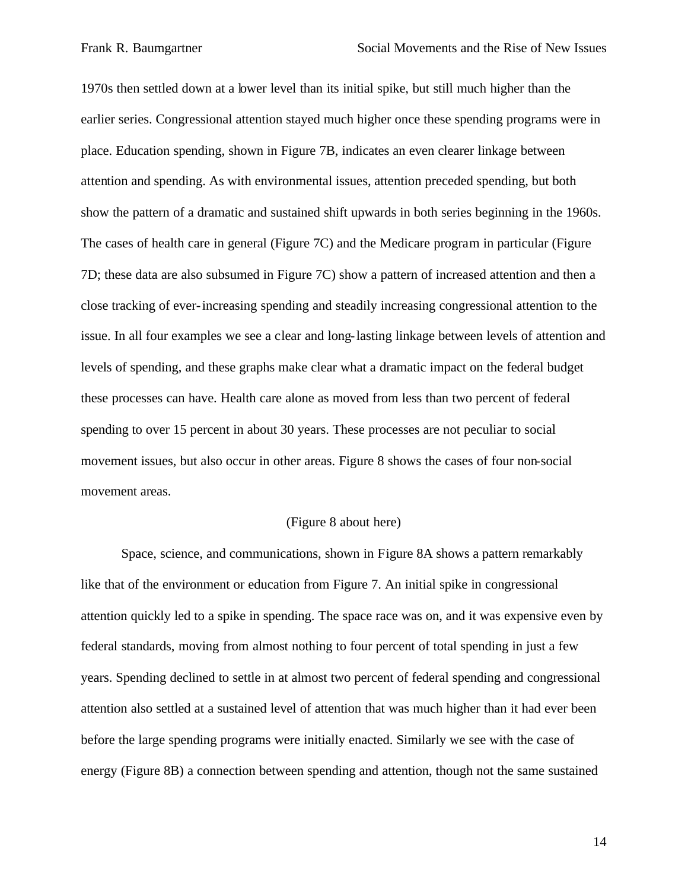1970s then settled down at a lower level than its initial spike, but still much higher than the earlier series. Congressional attention stayed much higher once these spending programs were in place. Education spending, shown in Figure 7B, indicates an even clearer linkage between attention and spending. As with environmental issues, attention preceded spending, but both show the pattern of a dramatic and sustained shift upwards in both series beginning in the 1960s. The cases of health care in general (Figure 7C) and the Medicare program in particular (Figure 7D; these data are also subsumed in Figure 7C) show a pattern of increased attention and then a close tracking of ever-increasing spending and steadily increasing congressional attention to the issue. In all four examples we see a clear and long-lasting linkage between levels of attention and levels of spending, and these graphs make clear what a dramatic impact on the federal budget these processes can have. Health care alone as moved from less than two percent of federal spending to over 15 percent in about 30 years. These processes are not peculiar to social movement issues, but also occur in other areas. Figure 8 shows the cases of four non-social movement areas.

(Figure 8 about here)

Space, science, and communications, shown in Figure 8A shows a pattern remarkably like that of the environment or education from Figure 7. An initial spike in congressional attention quickly led to a spike in spending. The space race was on, and it was expensive even by federal standards, moving from almost nothing to four percent of total spending in just a few years. Spending declined to settle in at almost two percent of federal spending and congressional attention also settled at a sustained level of attention that was much higher than it had ever been before the large spending programs were initially enacted. Similarly we see with the case of energy (Figure 8B) a connection between spending and attention, though not the same sustained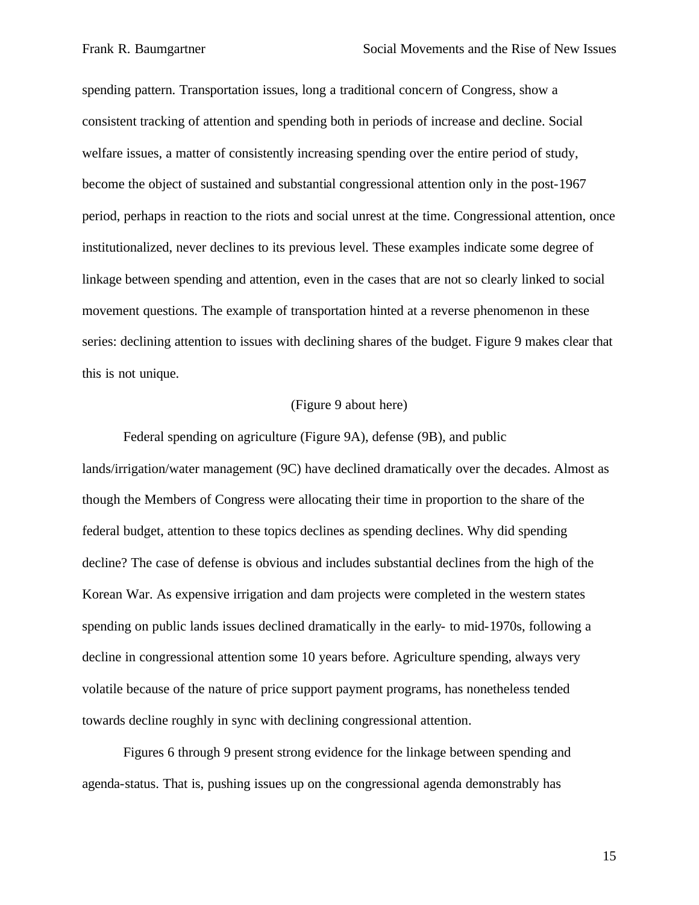spending pattern. Transportation issues, long a traditional concern of Congress, show a consistent tracking of attention and spending both in periods of increase and decline. Social welfare issues, a matter of consistently increasing spending over the entire period of study, become the object of sustained and substantial congressional attention only in the post-1967 period, perhaps in reaction to the riots and social unrest at the time. Congressional attention, once institutionalized, never declines to its previous level. These examples indicate some degree of linkage between spending and attention, even in the cases that are not so clearly linked to social movement questions. The example of transportation hinted at a reverse phenomenon in these series: declining attention to issues with declining shares of the budget. Figure 9 makes clear that this is not unique.

(Figure 9 about here)

Federal spending on agriculture (Figure 9A), defense (9B), and public lands/irrigation/water management (9C) have declined dramatically over the decades. Almost as though the Members of Congress were allocating their time in proportion to the share of the federal budget, attention to these topics declines as spending declines. Why did spending decline? The case of defense is obvious and includes substantial declines from the high of the Korean War. As expensive irrigation and dam projects were completed in the western states spending on public lands issues declined dramatically in the early- to mid-1970s, following a decline in congressional attention some 10 years before. Agriculture spending, always very volatile because of the nature of price support payment programs, has nonetheless tended towards decline roughly in sync with declining congressional attention.

Figures 6 through 9 present strong evidence for the linkage between spending and agenda-status. That is, pushing issues up on the congressional agenda demonstrably has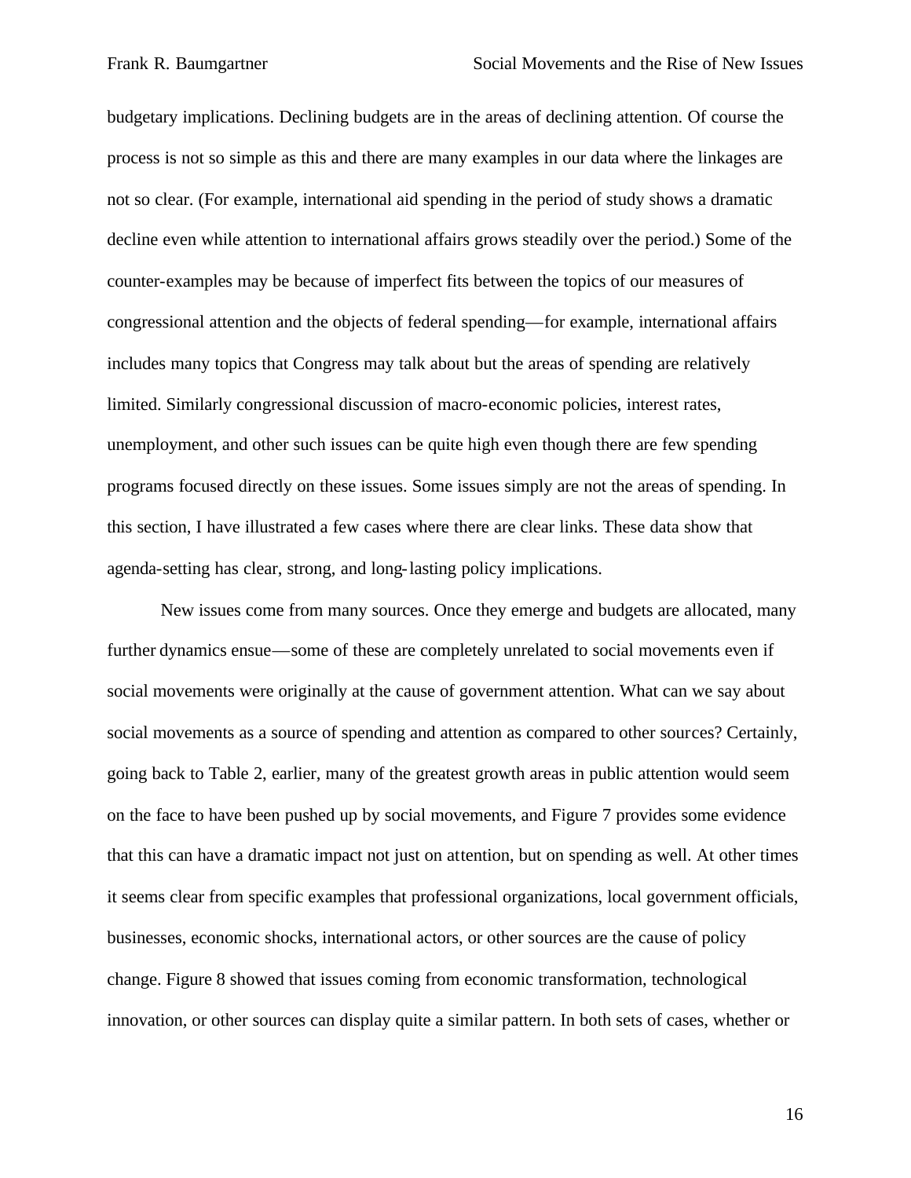budgetary implications. Declining budgets are in the areas of declining attention. Of course the process is not so simple as this and there are many examples in our data where the linkages are not so clear. (For example, international aid spending in the period of study shows a dramatic decline even while attention to international affairs grows steadily over the period.) Some of the counter-examples may be because of imperfect fits between the topics of our measures of congressional attention and the objects of federal spending—for example, international affairs includes many topics that Congress may talk about but the areas of spending are relatively limited. Similarly congressional discussion of macro-economic policies, interest rates, unemployment, and other such issues can be quite high even though there are few spending programs focused directly on these issues. Some issues simply are not the areas of spending. In this section, I have illustrated a few cases where there are clear links. These data show that agenda-setting has clear, strong, and long-lasting policy implications.

New issues come from many sources. Once they emerge and budgets are allocated, many further dynamics ensue—some of these are completely unrelated to social movements even if social movements were originally at the cause of government attention. What can we say about social movements as a source of spending and attention as compared to other sources? Certainly, going back to Table 2, earlier, many of the greatest growth areas in public attention would seem on the face to have been pushed up by social movements, and Figure 7 provides some evidence that this can have a dramatic impact not just on attention, but on spending as well. At other times it seems clear from specific examples that professional organizations, local government officials, businesses, economic shocks, international actors, or other sources are the cause of policy change. Figure 8 showed that issues coming from economic transformation, technological innovation, or other sources can display quite a similar pattern. In both sets of cases, whether or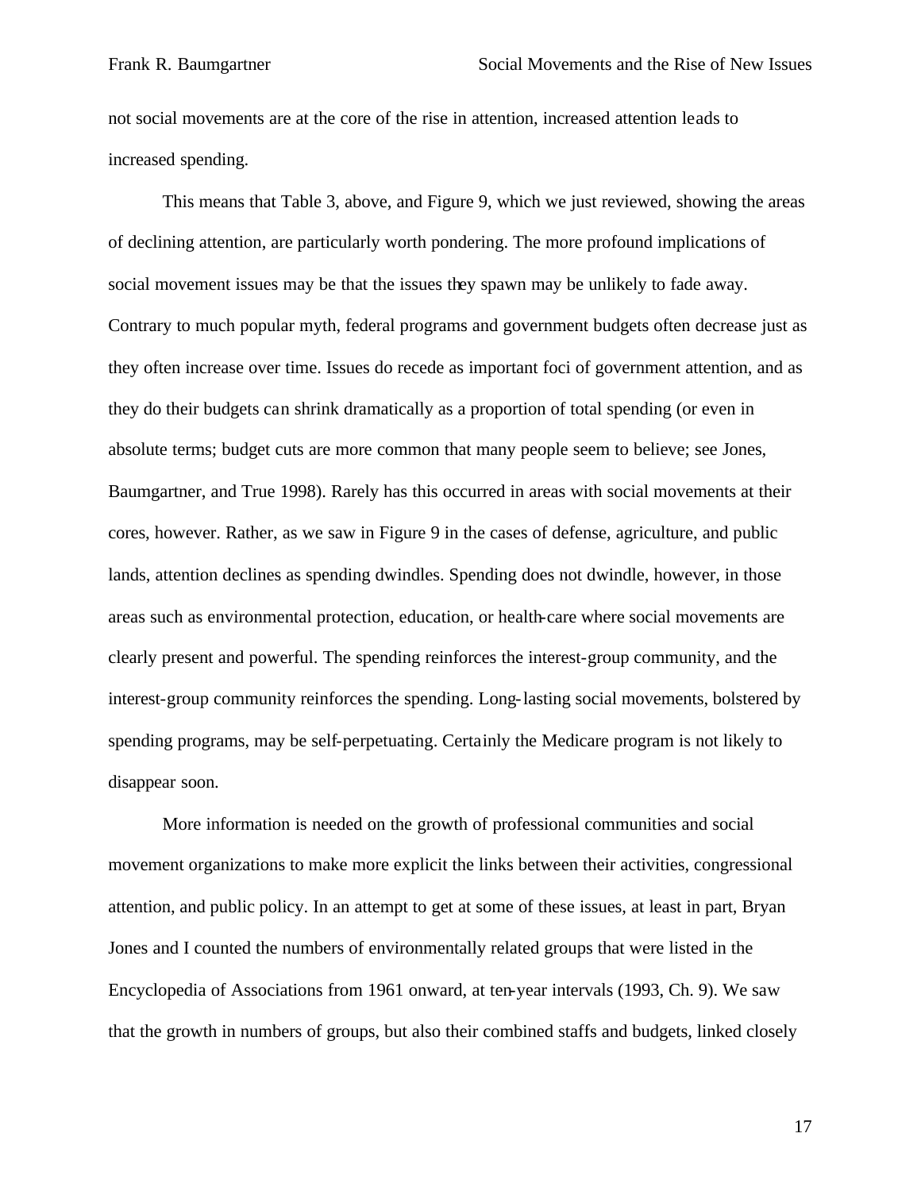not social movements are at the core of the rise in attention, increased attention leads to increased spending.

This means that Table 3, above, and Figure 9, which we just reviewed, showing the areas of declining attention, are particularly worth pondering. The more profound implications of social movement issues may be that the issues they spawn may be unlikely to fade away. Contrary to much popular myth, federal programs and government budgets often decrease just as they often increase over time. Issues do recede as important foci of government attention, and as they do their budgets can shrink dramatically as a proportion of total spending (or even in absolute terms; budget cuts are more common that many people seem to believe; see Jones, Baumgartner, and True 1998). Rarely has this occurred in areas with social movements at their cores, however. Rather, as we saw in Figure 9 in the cases of defense, agriculture, and public lands, attention declines as spending dwindles. Spending does not dwindle, however, in those areas such as environmental protection, education, or health-care where social movements are clearly present and powerful. The spending reinforces the interest-group community, and the interest-group community reinforces the spending. Long-lasting social movements, bolstered by spending programs, may be self-perpetuating. Certainly the Medicare program is not likely to disappear soon.

More information is needed on the growth of professional communities and social movement organizations to make more explicit the links between their activities, congressional attention, and public policy. In an attempt to get at some of these issues, at least in part, Bryan Jones and I counted the numbers of environmentally related groups that were listed in the Encyclopedia of Associations from 1961 onward, at ten-year intervals (1993, Ch. 9). We saw that the growth in numbers of groups, but also their combined staffs and budgets, linked closely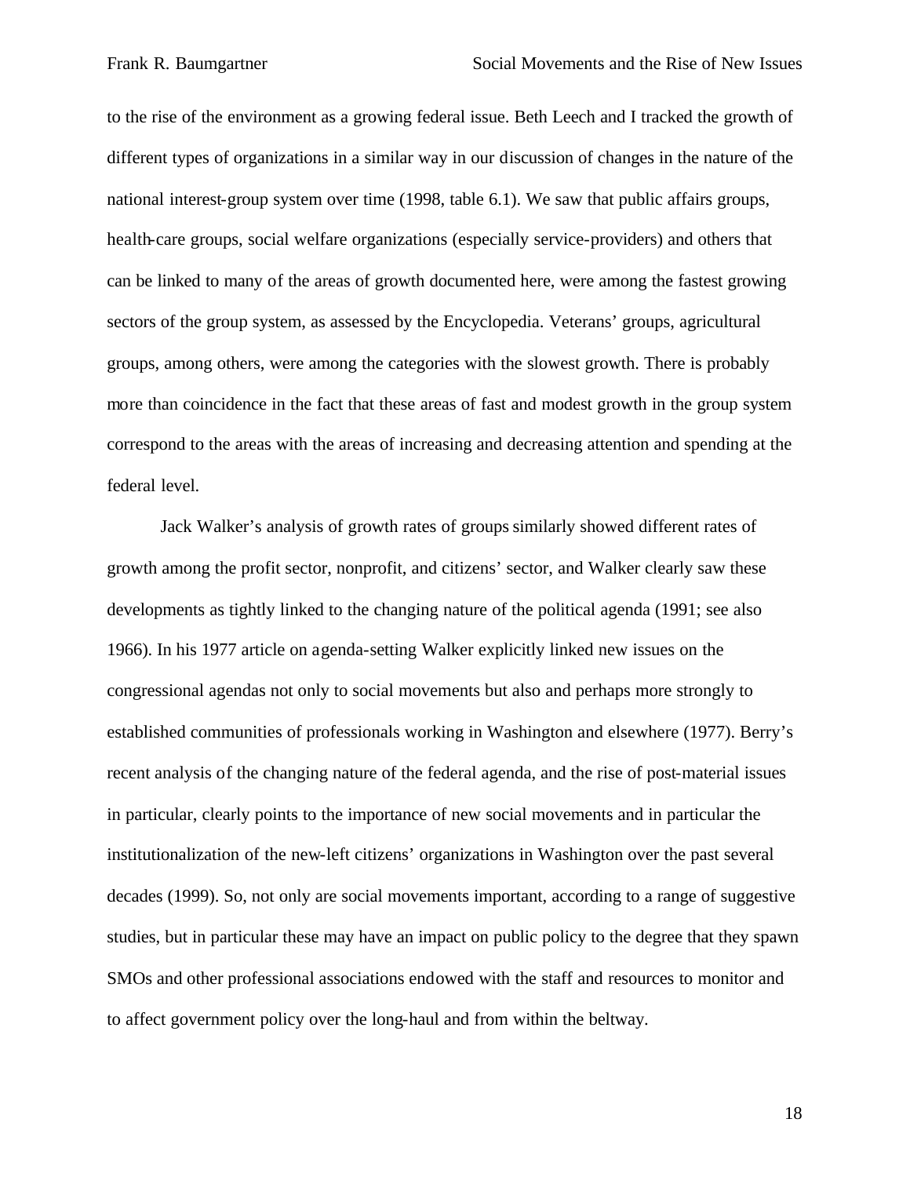to the rise of the environment as a growing federal issue. Beth Leech and I tracked the growth of different types of organizations in a similar way in our discussion of changes in the nature of the national interest-group system over time (1998, table 6.1). We saw that public affairs groups, health-care groups, social welfare organizations (especially service-providers) and others that can be linked to many of the areas of growth documented here, were among the fastest growing sectors of the group system, as assessed by the Encyclopedia. Veterans' groups, agricultural groups, among others, were among the categories with the slowest growth. There is probably more than coincidence in the fact that these areas of fast and modest growth in the group system correspond to the areas with the areas of increasing and decreasing attention and spending at the federal level.

Jack Walker's analysis of growth rates of groups similarly showed different rates of growth among the profit sector, nonprofit, and citizens' sector, and Walker clearly saw these developments as tightly linked to the changing nature of the political agenda (1991; see also 1966). In his 1977 article on agenda-setting Walker explicitly linked new issues on the congressional agendas not only to social movements but also and perhaps more strongly to established communities of professionals working in Washington and elsewhere (1977). Berry's recent analysis of the changing nature of the federal agenda, and the rise of post-material issues in particular, clearly points to the importance of new social movements and in particular the institutionalization of the new-left citizens' organizations in Washington over the past several decades (1999). So, not only are social movements important, according to a range of suggestive studies, but in particular these may have an impact on public policy to the degree that they spawn SMOs and other professional associations endowed with the staff and resources to monitor and to affect government policy over the long-haul and from within the beltway.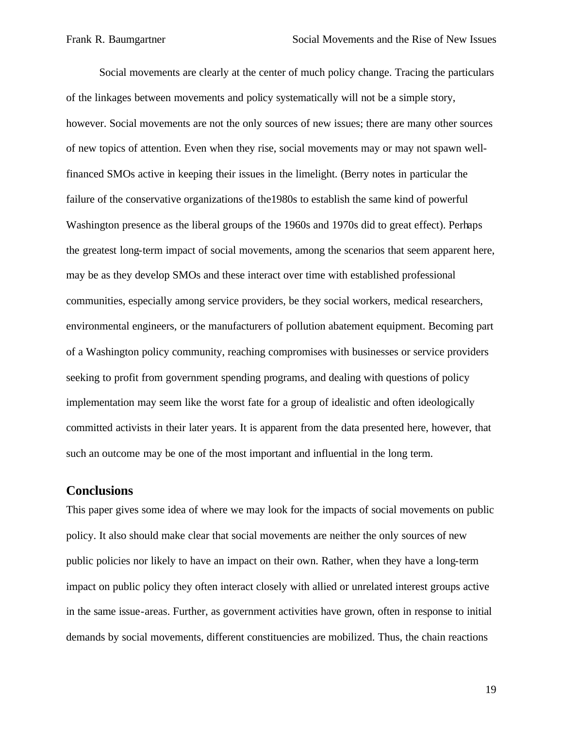Social movements are clearly at the center of much policy change. Tracing the particulars of the linkages between movements and policy systematically will not be a simple story, however. Social movements are not the only sources of new issues; there are many other sources of new topics of attention. Even when they rise, social movements may or may not spawn well-financed SMOs active in keeping their issues in the limelight. (Berry notes in particular the failure of the conservative organizations of the1980s to establish the same kind of powerful Washington presence as the liberal groups of the 1960s and 1970s did to great effect). Perhaps the greatest long-term impact of social movements, among the scenarios that seem apparent here, may be as they develop SMOs and these interact over time with established professional communities, especially among service providers, be they social workers, medical researchers, environmental engineers, or the manufacturers of pollution abatement equipment. Becoming part of a Washington policy community, reaching compromises with businesses or service providers seeking to profit from government spending programs, and dealing with questions of policy implementation may seem like the worst fate for a group of idealistic and often ideologically committed activists in their later years. It is apparent from the data presented here, however, that such an outcome may be one of the most important and influential in the long term.

## Conclusions

This paper gives some idea of where we may look for the impacts of social movements on public policy. It also should make clear that social movements are neither the only sources of new public policies nor likely to have an impact on their own. Rather, when they have a long-term impact on public policy they often interact closely with allied or unrelated interest groups active in the same issue-areas. Further, as government activities have grown, often in response to initial demands by social movements, different constituencies are mobilized. Thus, the chain reactions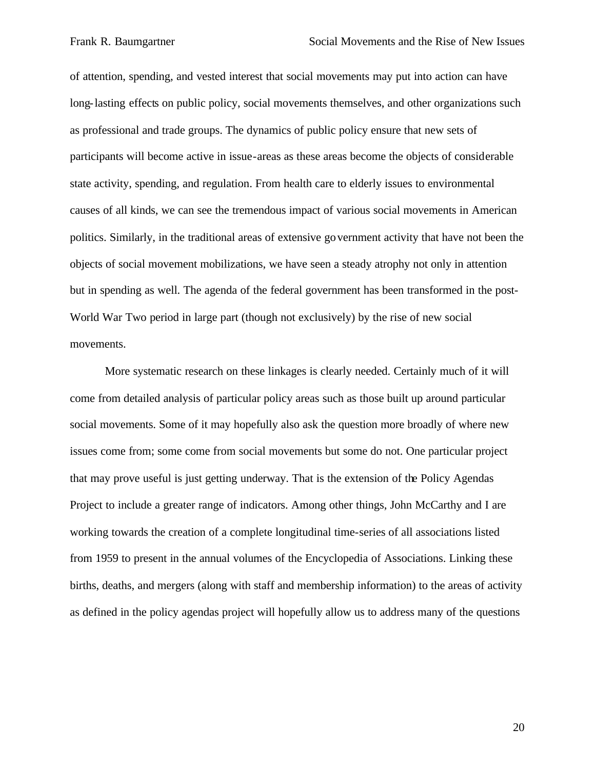of attention, spending, and vested interest that social movements may put into action can have long-lasting effects on public policy, social movements themselves, and other organizations such as professional and trade groups. The dynamics of public policy ensure that new sets of participants will become active in issue-areas as these areas become the objects of considerable state activity, spending, and regulation. From health care to elderly issues to environmental causes of all kinds, we can see the tremendous impact of various social movements in American politics. Similarly, in the traditional areas of extensive government activity that have not been the objects of social movement mobilizations, we have seen a steady atrophy not only in attention but in spending as well. The agenda of the federal government has been transformed in the post-World War Two period in large part (though not exclusively) by the rise of new social movements.

More systematic research on these linkages is clearly needed. Certainly much of it will come from detailed analysis of particular policy areas such as those built up around particular social movements. Some of it may hopefully also ask the question more broadly of where new issues come from; some come from social movements but some do not. One particular project that may prove useful is just getting underway. That is the extension of the Policy Agendas Project to include a greater range of indicators. Among other things, John McCarthy and I are working towards the creation of a complete longitudinal time-series of all associations listed from 1959 to present in the annual volumes of the Encyclopedia of Associations. Linking these births, deaths, and mergers (along with staff and membership information) to the areas of activity as defined in the policy agendas project will hopefully allow us to address many of the questions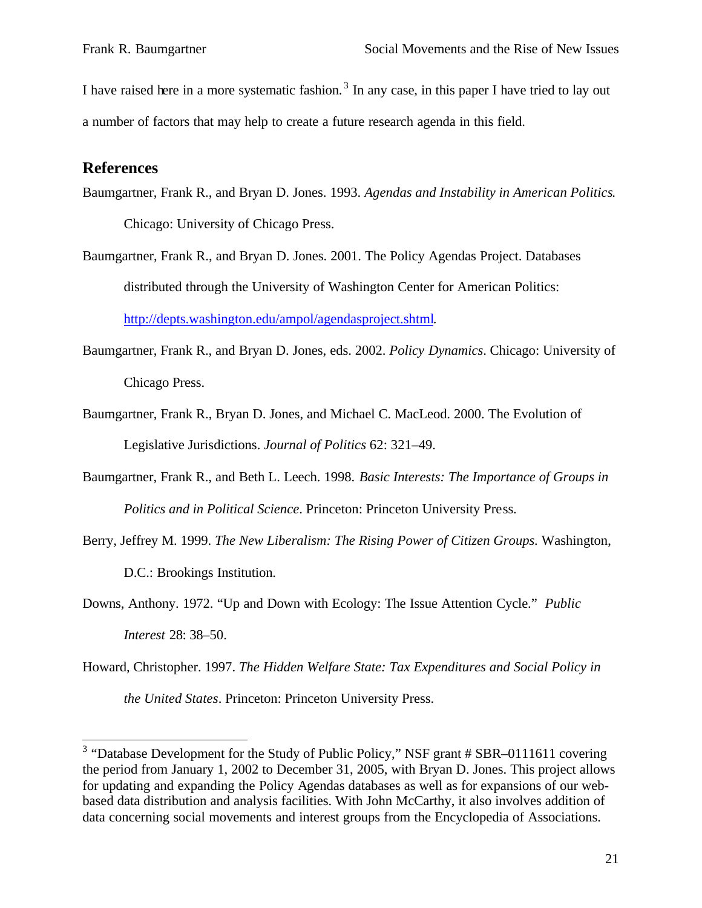I have raised here in a more systematic fashion.[3] In any case, in this paper I have tried to lay out a number of factors that may help to create a future research agenda in this field.

## References

Baumgartner, Frank R., and Bryan D. Jones. 1993. *Agendas and Instability in American Politics*. Chicago: University of Chicago Press.

Baumgartner, Frank R., and Bryan D. Jones. 2001. The Policy Agendas Project. Databases distributed through the University of Washington Center for American Politics: http://depts.washington.edu/ampol/agendasproject.shtml.

Baumgartner, Frank R., and Bryan D. Jones, eds. 2002. *Policy Dynamics*. Chicago: University of Chicago Press.

Baumgartner, Frank R., Bryan D. Jones, and Michael C. MacLeod. 2000. The Evolution of Legislative Jurisdictions. *Journal of Politics* 62: 321–49.

Baumgartner, Frank R., and Beth L. Leech. 1998. *Basic Interests: The Importance of Groups in Politics and in Political Science*. Princeton: Princeton University Press.

Berry, Jeffrey M. 1999. *The New Liberalism: The Rising Power of Citizen Groups*. Washington, D.C.: Brookings Institution.

Downs, Anthony. 1972. "Up and Down with Ecology: The Issue Attention Cycle." *Public Interest* 28: 38–50.

Howard, Christopher. 1997. *The Hidden Welfare State: Tax Expenditures and Social Policy in the United States*. Princeton: Princeton University Press.

---

[3] "Database Development for the Study of Public Policy," NSF grant # SBR–0111611 covering the period from January 1, 2002 to December 31, 2005, with Bryan D. Jones. This project allows for updating and expanding the Policy Agendas databases as well as for expansions of our web-based data distribution and analysis facilities. With John McCarthy, it also involves addition of data concerning social movements and interest groups from the Encyclopedia of Associations.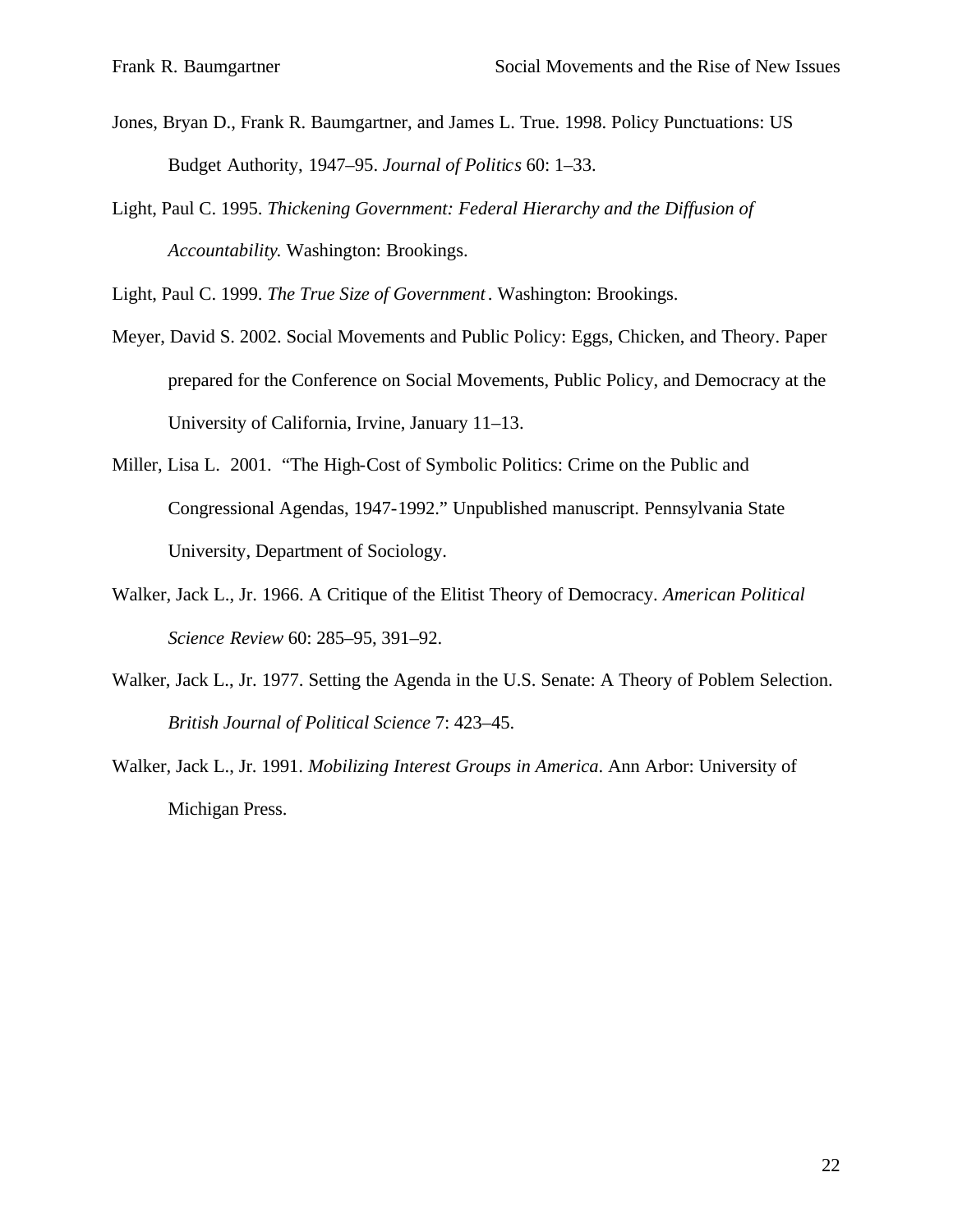Jones, Bryan D., Frank R. Baumgartner, and James L. True. 1998. Policy Punctuations: US Budget Authority, 1947–95. *Journal of Politics* 60: 1–33.

Light, Paul C. 1995. *Thickening Government: Federal Hierarchy and the Diffusion of Accountability.* Washington: Brookings.

Light, Paul C. 1999. *The True Size of Government*. Washington: Brookings.

Meyer, David S. 2002. Social Movements and Public Policy: Eggs, Chicken, and Theory. Paper prepared for the Conference on Social Movements, Public Policy, and Democracy at the University of California, Irvine, January 11–13.

Miller, Lisa L. 2001. "The High-Cost of Symbolic Politics: Crime on the Public and Congressional Agendas, 1947-1992." Unpublished manuscript. Pennsylvania State University, Department of Sociology.

Walker, Jack L., Jr. 1966. A Critique of the Elitist Theory of Democracy. *American Political Science Review* 60: 285–95, 391–92.

Walker, Jack L., Jr. 1977. Setting the Agenda in the U.S. Senate: A Theory of Poblem Selection. *British Journal of Political Science* 7: 423–45.

Walker, Jack L., Jr. 1991. *Mobilizing Interest Groups in America*. Ann Arbor: University of Michigan Press.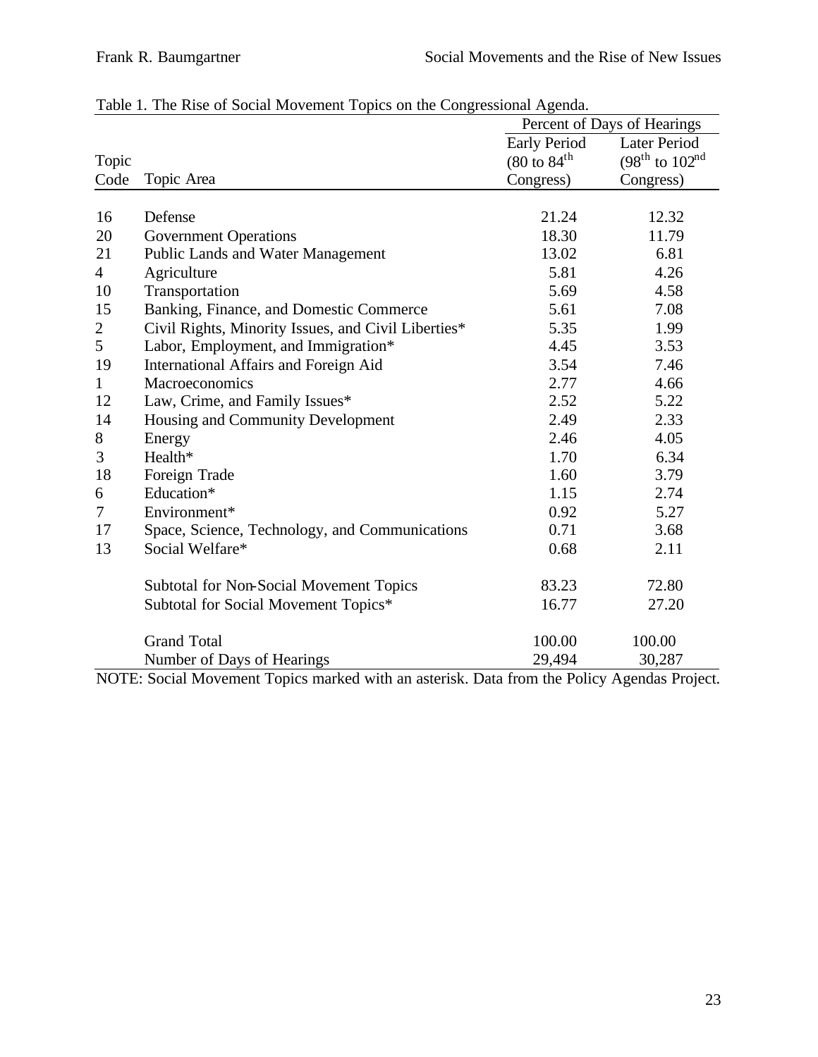Table 1. The Rise of Social Movement Topics on the Congressional Agenda.

| Topic Code | Topic Area | Percent of Days of Hearings: Early Period (80 to 84th Congress) | Percent of Days of Hearings: Later Period (98th to 102nd Congress) |
|---|---|---|---|
| 16 | Defense | 21.24 | 12.32 |
| 20 | Government Operations | 18.30 | 11.79 |
| 21 | Public Lands and Water Management | 13.02 | 6.81 |
| 4 | Agriculture | 5.81 | 4.26 |
| 10 | Transportation | 5.69 | 4.58 |
| 15 | Banking, Finance, and Domestic Commerce | 5.61 | 7.08 |
| 2 | Civil Rights, Minority Issues, and Civil Liberties* | 5.35 | 1.99 |
| 5 | Labor, Employment, and Immigration* | 4.45 | 3.53 |
| 19 | International Affairs and Foreign Aid | 3.54 | 7.46 |
| 1 | Macroeconomics | 2.77 | 4.66 |
| 12 | Law, Crime, and Family Issues* | 2.52 | 5.22 |
| 14 | Housing and Community Development | 2.49 | 2.33 |
| 8 | Energy | 2.46 | 4.05 |
| 3 | Health* | 1.70 | 6.34 |
| 18 | Foreign Trade | 1.60 | 3.79 |
| 6 | Education* | 1.15 | 2.74 |
| 7 | Environment* | 0.92 | 5.27 |
| 17 | Space, Science, Technology, and Communications | 0.71 | 3.68 |
| 13 | Social Welfare* | 0.68 | 2.11 |
| | Subtotal for Non-Social Movement Topics | 83.23 | 72.80 |
| | Subtotal for Social Movement Topics* | 16.77 | 27.20 |
| | Grand Total | 100.00 | 100.00 |
| | Number of Days of Hearings | 29,494 | 30,287 |

NOTE: Social Movement Topics marked with an asterisk. Data from the Policy Agendas Project.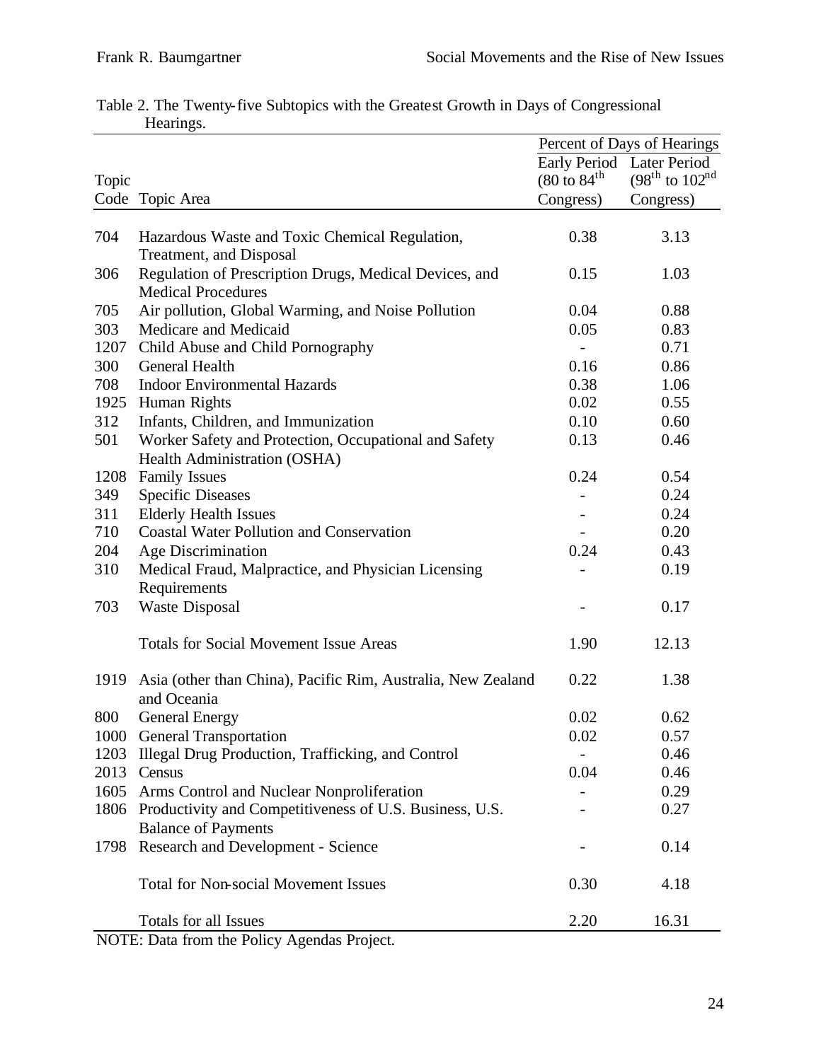Table 2. The Twenty-five Subtopics with the Greatest Growth in Days of Congressional Hearings.

| Topic Code | Topic Area | Percent of Days of Hearings: Early Period (80 to 84$^{th}$ Congress) | Percent of Days of Hearings: Later Period (98$^{th}$ to 102$^{nd}$ Congress) |
|---|---|---|---|
| 704 | Hazardous Waste and Toxic Chemical Regulation, Treatment, and Disposal | 0.38 | 3.13 |
| 306 | Regulation of Prescription Drugs, Medical Devices, and Medical Procedures | 0.15 | 1.03 |
| 705 | Air pollution, Global Warming, and Noise Pollution | 0.04 | 0.88 |
| 303 | Medicare and Medicaid | 0.05 | 0.83 |
| 1207 | Child Abuse and Child Pornography | - | 0.71 |
| 300 | General Health | 0.16 | 0.86 |
| 708 | Indoor Environmental Hazards | 0.38 | 1.06 |
| 1925 | Human Rights | 0.02 | 0.55 |
| 312 | Infants, Children, and Immunization | 0.10 | 0.60 |
| 501 | Worker Safety and Protection, Occupational and Safety Health Administration (OSHA) | 0.13 | 0.46 |
| 1208 | Family Issues | 0.24 | 0.54 |
| 349 | Specific Diseases | - | 0.24 |
| 311 | Elderly Health Issues | - | 0.24 |
| 710 | Coastal Water Pollution and Conservation | - | 0.20 |
| 204 | Age Discrimination | 0.24 | 0.43 |
| 310 | Medical Fraud, Malpractice, and Physician Licensing Requirements | - | 0.19 |
| 703 | Waste Disposal | - | 0.17 |
| | Totals for Social Movement Issue Areas | 1.90 | 12.13 |
| 1919 | Asia (other than China), Pacific Rim, Australia, New Zealand and Oceania | 0.22 | 1.38 |
| 800 | General Energy | 0.02 | 0.62 |
| 1000 | General Transportation | 0.02 | 0.57 |
| 1203 | Illegal Drug Production, Trafficking, and Control | - | 0.46 |
| 2013 | Census | 0.04 | 0.46 |
| 1605 | Arms Control and Nuclear Nonproliferation | - | 0.29 |
| 1806 | Productivity and Competitiveness of U.S. Business, U.S. Balance of Payments | - | 0.27 |
| 1798 | Research and Development - Science | - | 0.14 |
| | Total for Non-social Movement Issues | 0.30 | 4.18 |
| | Totals for all Issues | 2.20 | 16.31 |

NOTE: Data from the Policy Agendas Project.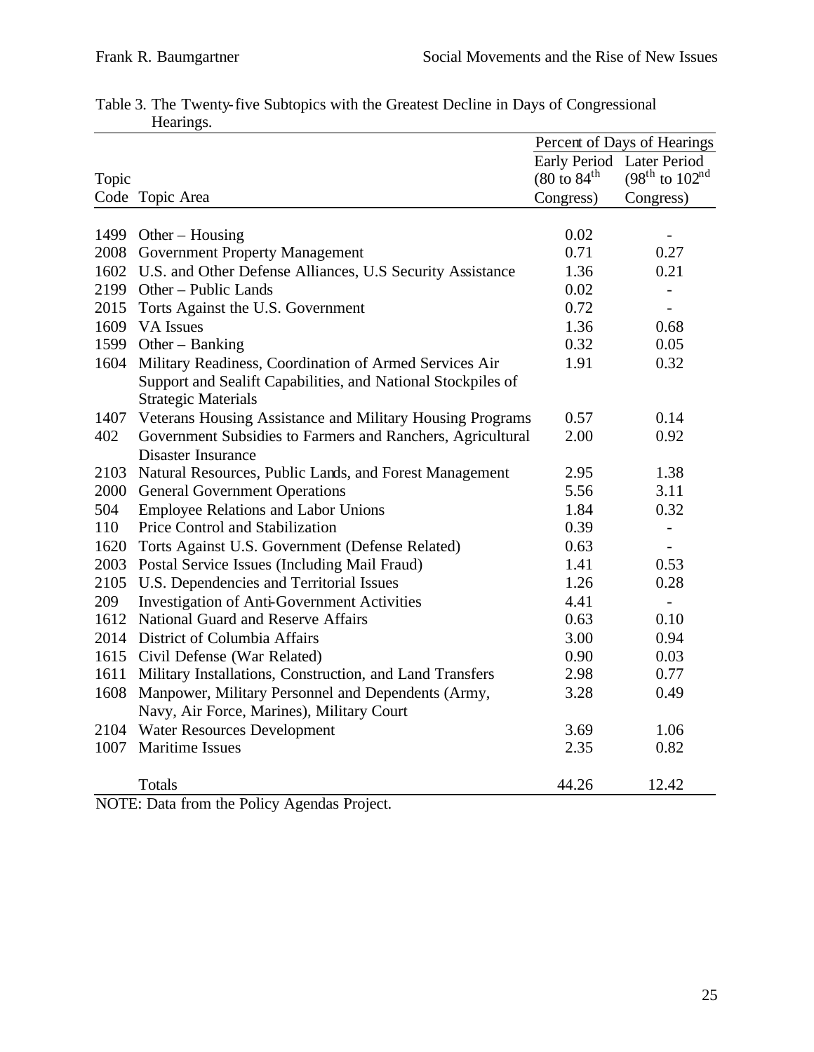Table 3. The Twenty-five Subtopics with the Greatest Decline in Days of Congressional Hearings.

| Topic Code | Topic Area | Percent of Days of Hearings | |
|---|---|---|---|
| | | Early Period (80 to 84th Congress) | Later Period (98th to 102nd Congress) |
| 1499 | Other – Housing | 0.02 | - |
| 2008 | Government Property Management | 0.71 | 0.27 |
| 1602 | U.S. and Other Defense Alliances, U.S Security Assistance | 1.36 | 0.21 |
| 2199 | Other – Public Lands | 0.02 | - |
| 2015 | Torts Against the U.S. Government | 0.72 | - |
| 1609 | VA Issues | 1.36 | 0.68 |
| 1599 | Other – Banking | 0.32 | 0.05 |
| 1604 | Military Readiness, Coordination of Armed Services Air Support and Sealift Capabilities, and National Stockpiles of Strategic Materials | 1.91 | 0.32 |
| 1407 | Veterans Housing Assistance and Military Housing Programs | 0.57 | 0.14 |
| 402 | Government Subsidies to Farmers and Ranchers, Agricultural Disaster Insurance | 2.00 | 0.92 |
| 2103 | Natural Resources, Public Lands, and Forest Management | 2.95 | 1.38 |
| 2000 | General Government Operations | 5.56 | 3.11 |
| 504 | Employee Relations and Labor Unions | 1.84 | 0.32 |
| 110 | Price Control and Stabilization | 0.39 | - |
| 1620 | Torts Against U.S. Government (Defense Related) | 0.63 | - |
| 2003 | Postal Service Issues (Including Mail Fraud) | 1.41 | 0.53 |
| 2105 | U.S. Dependencies and Territorial Issues | 1.26 | 0.28 |
| 209 | Investigation of Anti-Government Activities | 4.41 | - |
| 1612 | National Guard and Reserve Affairs | 0.63 | 0.10 |
| 2014 | District of Columbia Affairs | 3.00 | 0.94 |
| 1615 | Civil Defense (War Related) | 0.90 | 0.03 |
| 1611 | Military Installations, Construction, and Land Transfers | 2.98 | 0.77 |
| 1608 | Manpower, Military Personnel and Dependents (Army, Navy, Air Force, Marines), Military Court | 3.28 | 0.49 |
| 2104 | Water Resources Development | 3.69 | 1.06 |
| 1007 | Maritime Issues | 2.35 | 0.82 |
| | Totals | 44.26 | 12.42 |

NOTE: Data from the Policy Agendas Project.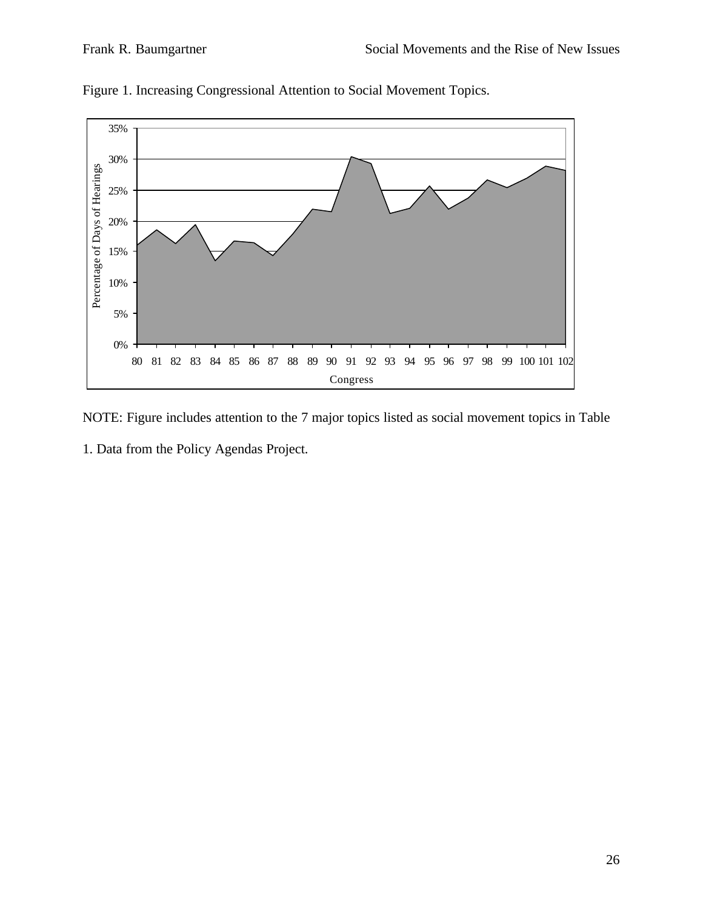Figure 1. Increasing Congressional Attention to Social Movement Topics.

NOTE: Figure includes attention to the 7 major topics listed as social movement topics in Table 1. Data from the Policy Agendas Project.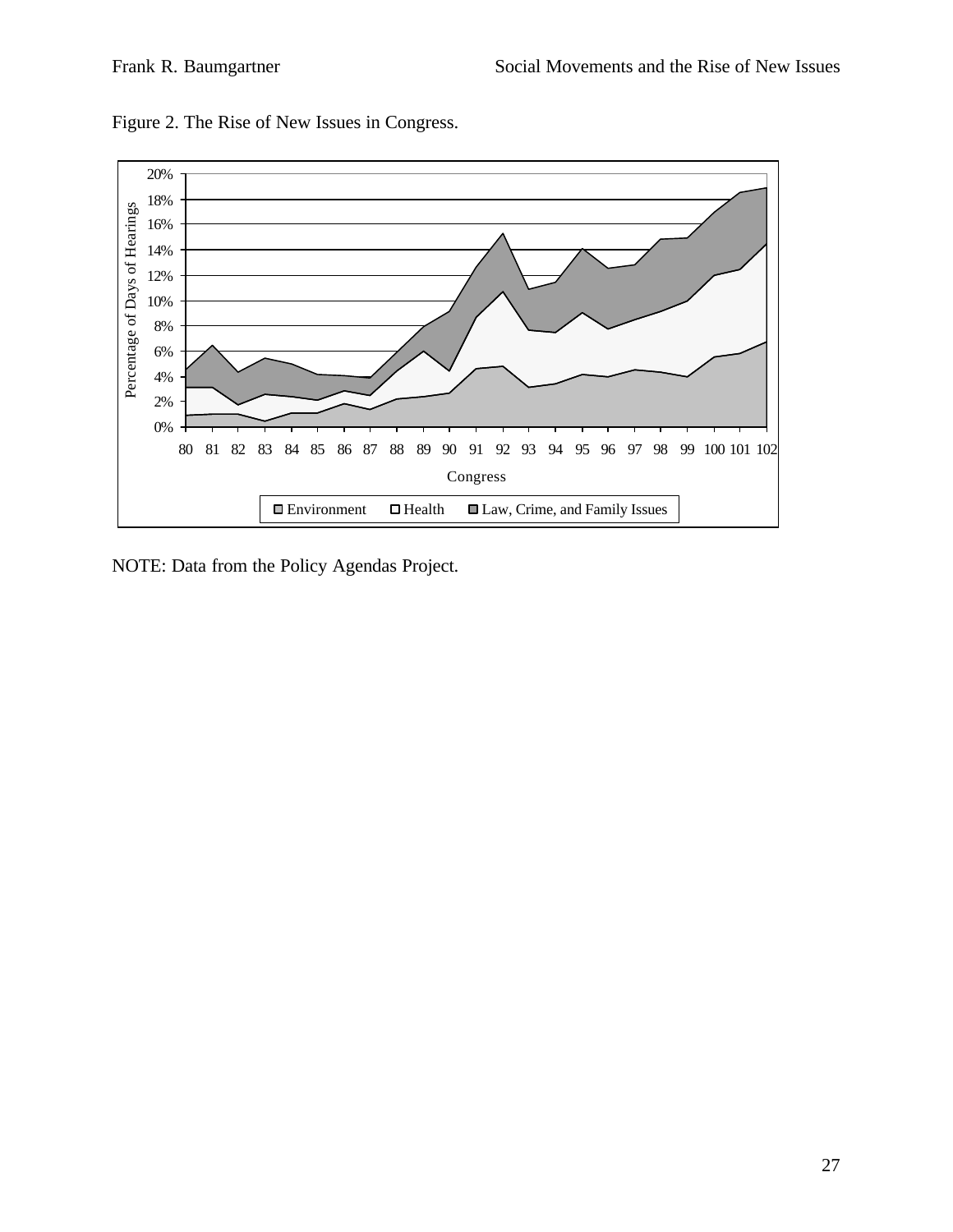Figure 2. The Rise of New Issues in Congress.

NOTE: Data from the Policy Agendas Project.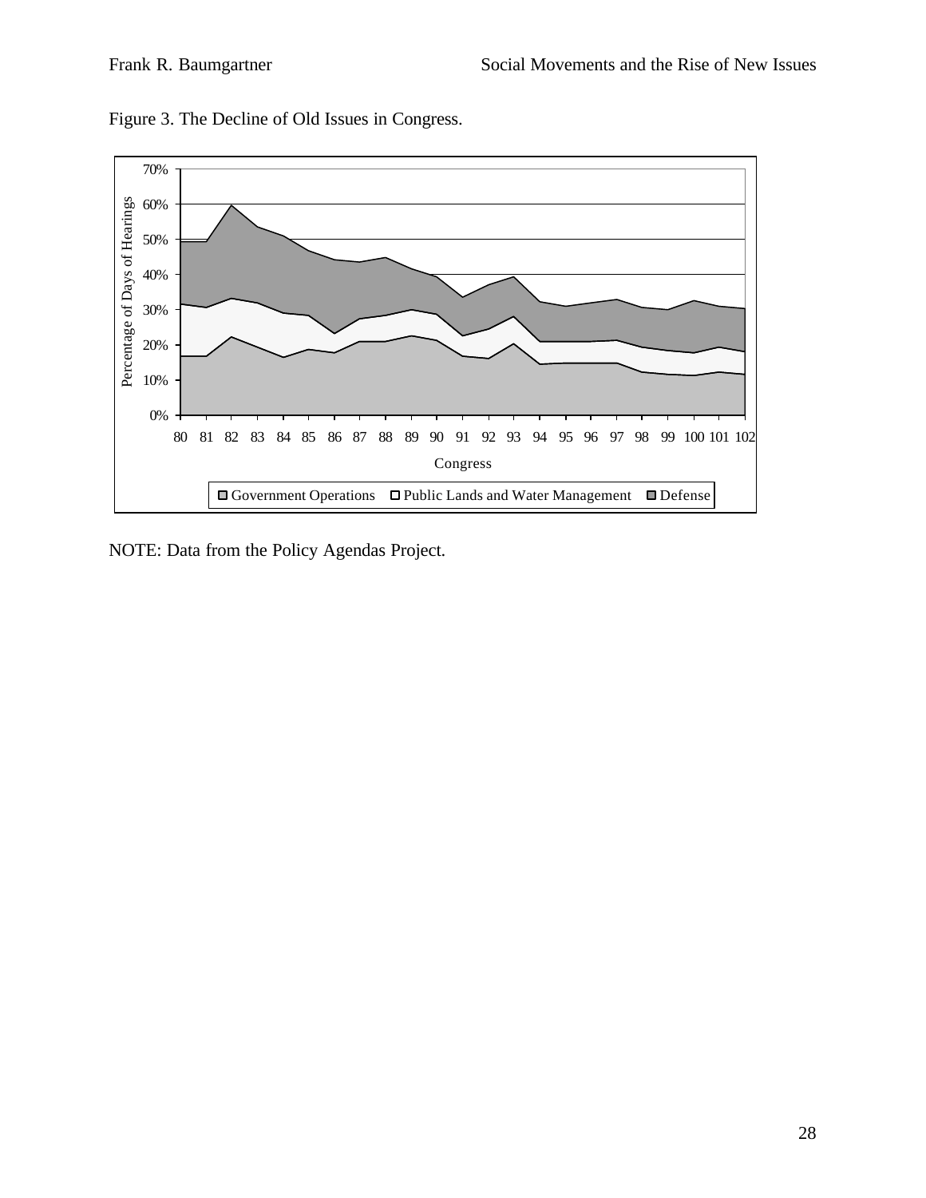Figure 3. The Decline of Old Issues in Congress.

NOTE: Data from the Policy Agendas Project.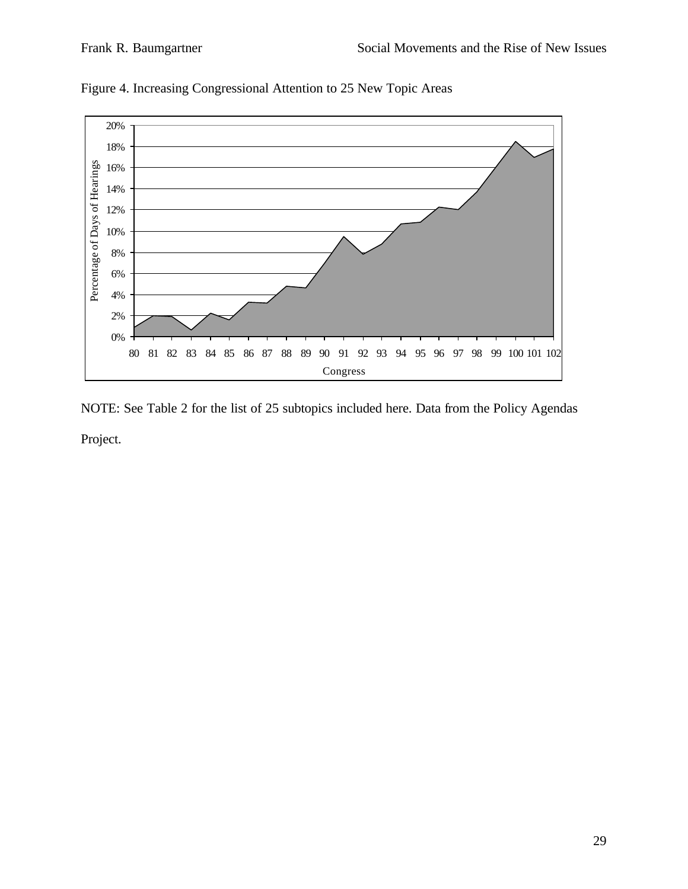Figure 4. Increasing Congressional Attention to 25 New Topic Areas

NOTE: See Table 2 for the list of 25 subtopics included here. Data from the Policy Agendas Project.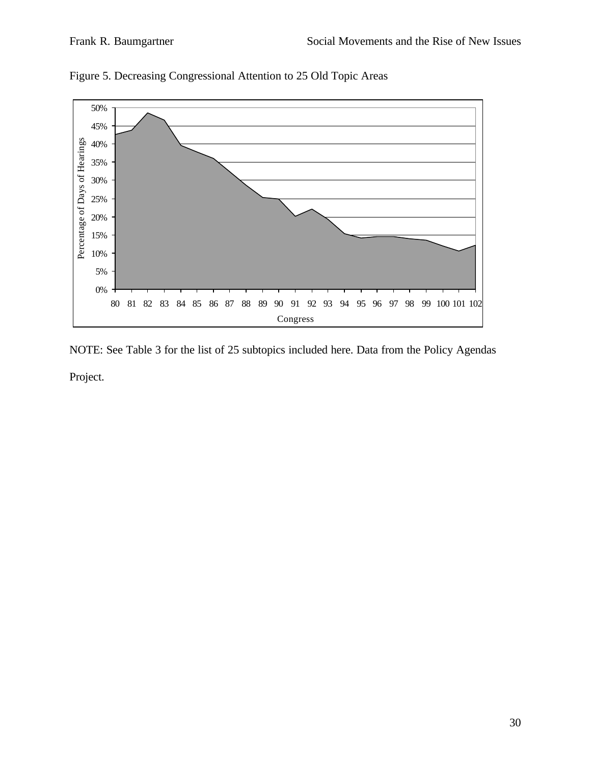Figure 5. Decreasing Congressional Attention to 25 Old Topic Areas

NOTE: See Table 3 for the list of 25 subtopics included here. Data from the Policy Agendas Project.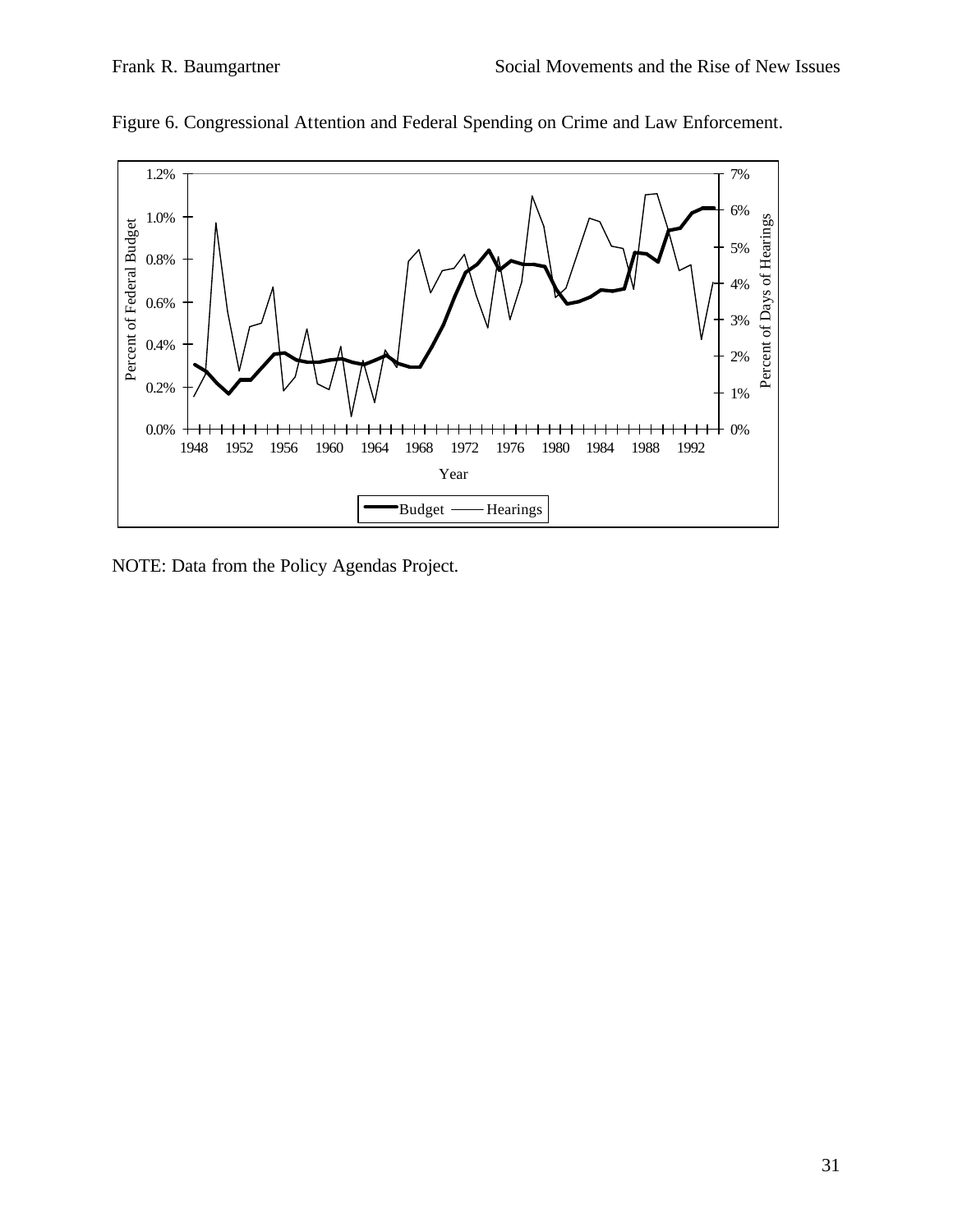Figure 6. Congressional Attention and Federal Spending on Crime and Law Enforcement.

NOTE: Data from the Policy Agendas Project.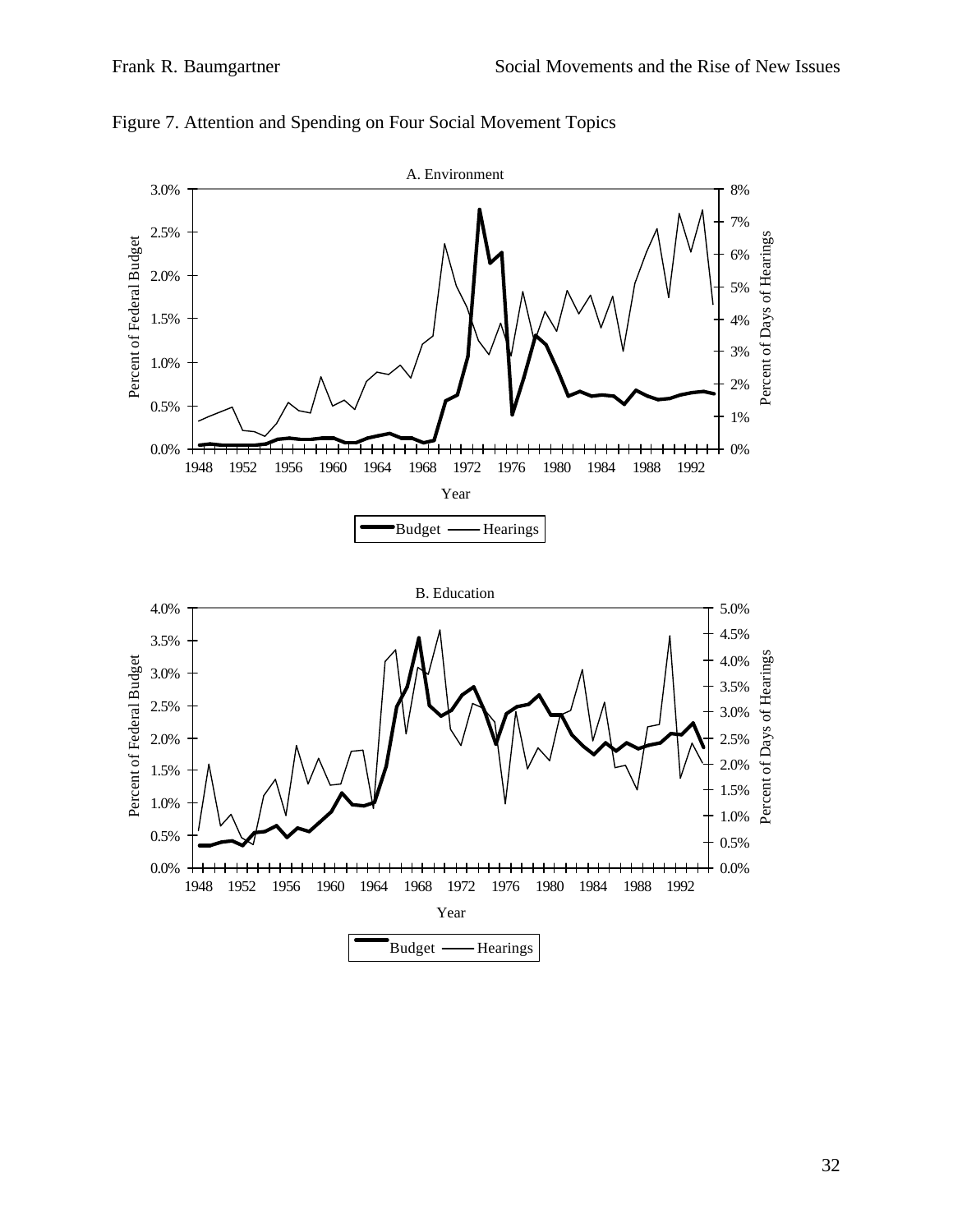Figure 7. Attention and Spending on Four Social Movement Topics

A. Environment

B. Education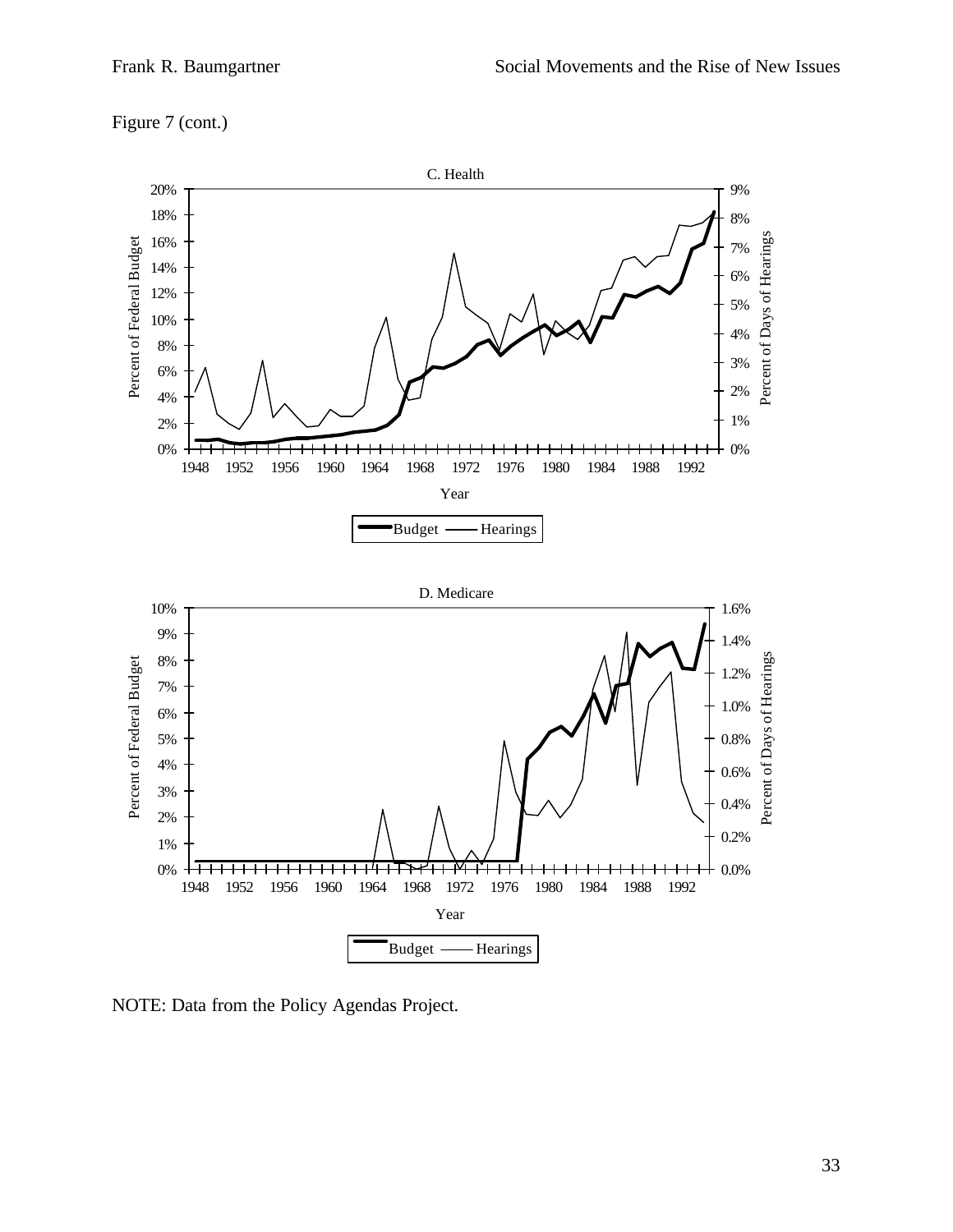Figure 7 (cont.)

NOTE: Data from the Policy Agendas Project.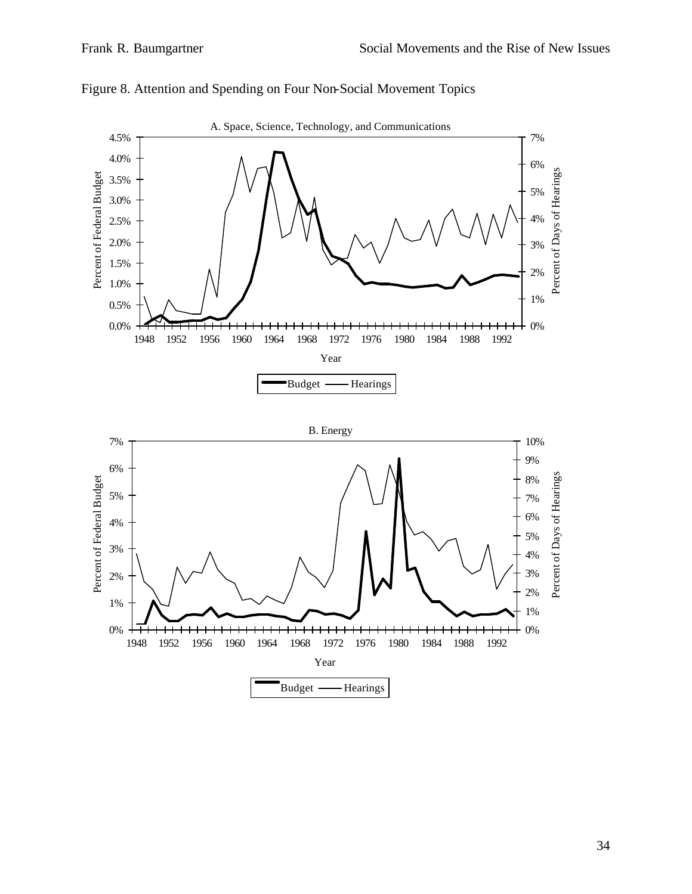Figure 8. Attention and Spending on Four Non-Social Movement Topics

A. Space, Science, Technology, and Communications

Percent of Federal Budget

Percent of Days of Hearings

Year

Budget — Hearings

B. Energy

Percent of Federal Budget

Percent of Days of Hearings

Year

Budget — Hearings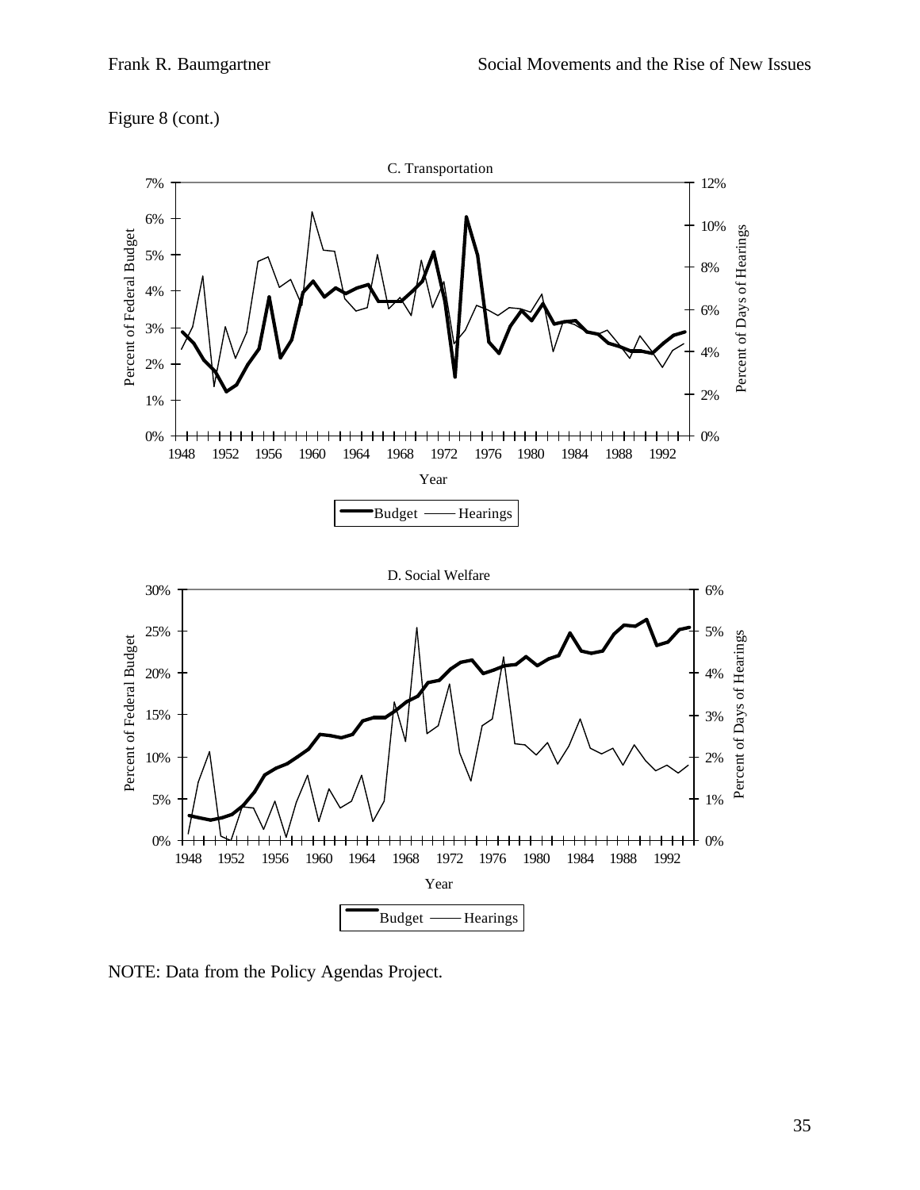Figure 8 (cont.)

C. Transportation

D. Social Welfare

NOTE: Data from the Policy Agendas Project.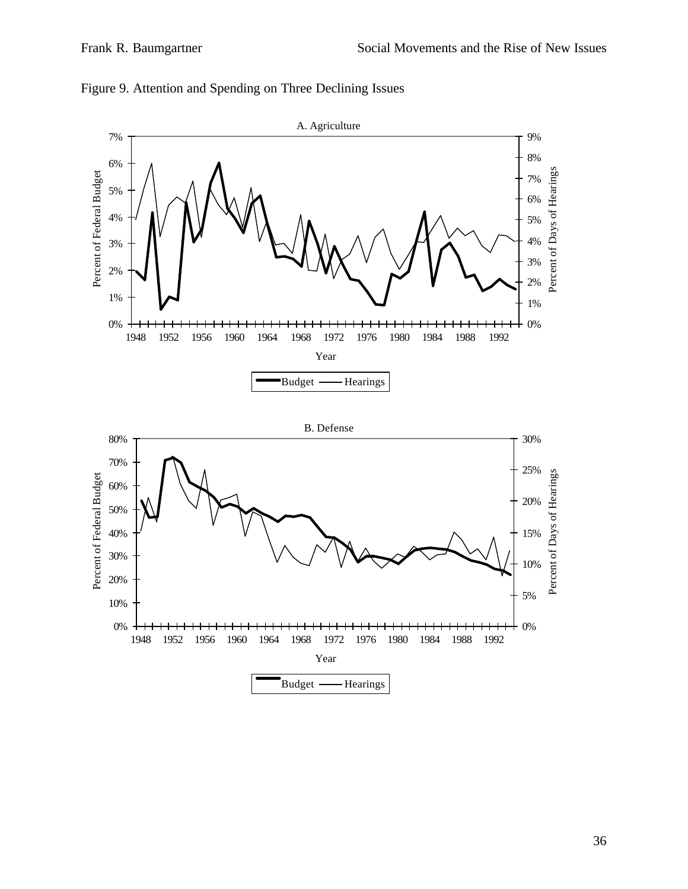Figure 9. Attention and Spending on Three Declining Issues

A. Agriculture

Percent of Federal Budget

Percent of Days of Hearings

Year

Budget — Hearings

B. Defense

Percent of Federal Budget

Percent of Days of Hearings

Year

Budget — Hearings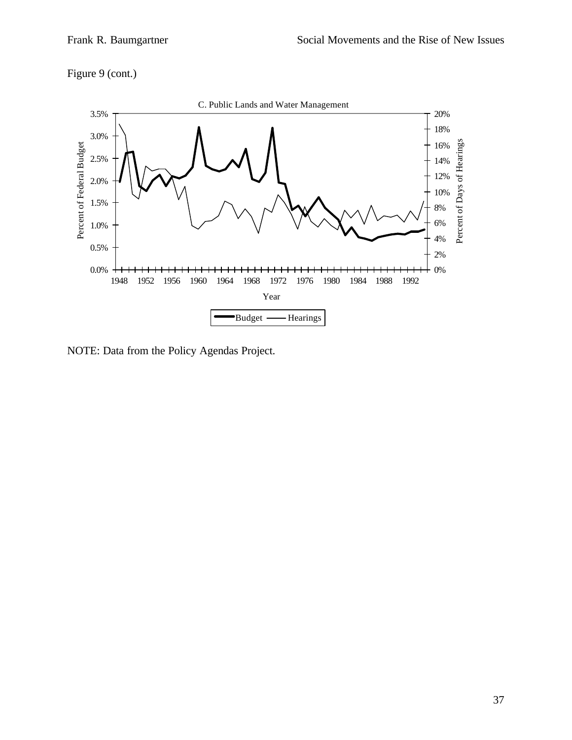Figure 9 (cont.)

C. Public Lands and Water Management

Percent of Federal Budget

3.5%
3.0%
2.5%
2.0%
1.5%
1.0%
0.5%
0.0%

Percent of Days of Hearings

20%
18%
16%
14%
12%
10%
8%
6%
4%
2%
0%

1948 1952 1956 1960 1964 1968 1972 1976 1980 1984 1988 1992

Year

Budget Hearings

NOTE: Data from the Policy Agendas Project.